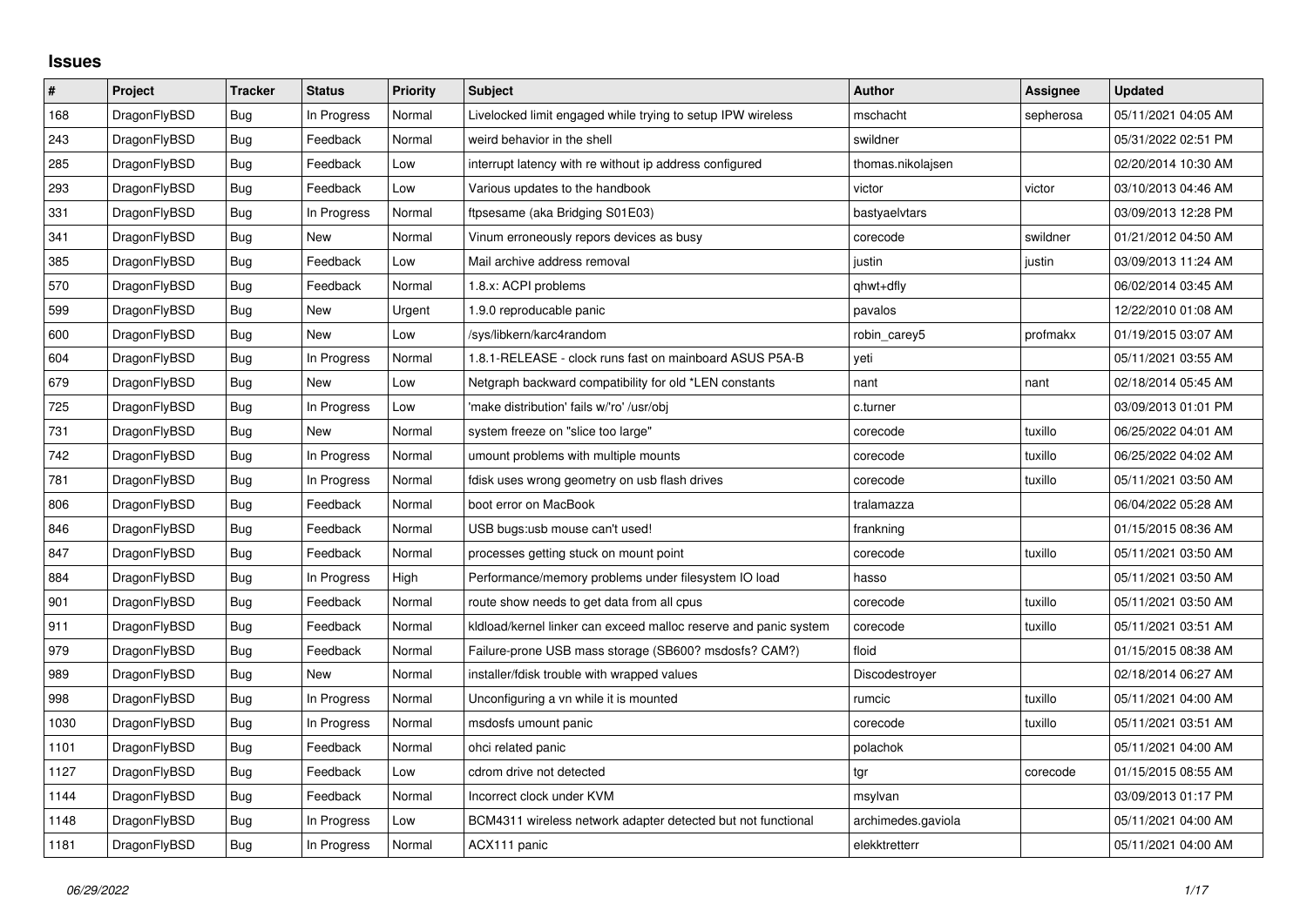# Issues

| # | Project | Tracker | Status | Priority | Subject | Author | Assignee | Updated |
|---|---|---|---|---|---|---|---|---|
| 168 | DragonFlyBSD | Bug | In Progress | Normal | Livelocked limit engaged while trying to setup IPW wireless | mschacht | sepherosa | 05/11/2021 04:05 AM |
| 243 | DragonFlyBSD | Bug | Feedback | Normal | weird behavior in the shell | swildner | | 05/31/2022 02:51 PM |
| 285 | DragonFlyBSD | Bug | Feedback | Low | interrupt latency with re without ip address configured | thomas.nikolajsen | | 02/20/2014 10:30 AM |
| 293 | DragonFlyBSD | Bug | Feedback | Low | Various updates to the handbook | victor | victor | 03/10/2013 04:46 AM |
| 331 | DragonFlyBSD | Bug | In Progress | Normal | ftpsesame (aka Bridging S01E03) | bastyaelvtars | | 03/09/2013 12:28 PM |
| 341 | DragonFlyBSD | Bug | New | Normal | Vinum erroneously repors devices as busy | corecode | swildner | 01/21/2012 04:50 AM |
| 385 | DragonFlyBSD | Bug | Feedback | Low | Mail archive address removal | justin | justin | 03/09/2013 11:24 AM |
| 570 | DragonFlyBSD | Bug | Feedback | Normal | 1.8.x: ACPI problems | qhwt+dfly | | 06/02/2014 03:45 AM |
| 599 | DragonFlyBSD | Bug | New | Urgent | 1.9.0 reproducable panic | pavalos | | 12/22/2010 01:08 AM |
| 600 | DragonFlyBSD | Bug | New | Low | /sys/libkern/karc4random | robin_carey5 | profmakx | 01/19/2015 03:07 AM |
| 604 | DragonFlyBSD | Bug | In Progress | Normal | 1.8.1-RELEASE - clock runs fast on mainboard ASUS P5A-B | yeti | | 05/11/2021 03:55 AM |
| 679 | DragonFlyBSD | Bug | New | Low | Netgraph backward compatibility for old *LEN constants | nant | nant | 02/18/2014 05:45 AM |
| 725 | DragonFlyBSD | Bug | In Progress | Low | 'make distribution' fails w/'ro' /usr/obj | c.turner | | 03/09/2013 01:01 PM |
| 731 | DragonFlyBSD | Bug | New | Normal | system freeze on "slice too large" | corecode | tuxillo | 06/25/2022 04:01 AM |
| 742 | DragonFlyBSD | Bug | In Progress | Normal | umount problems with multiple mounts | corecode | tuxillo | 06/25/2022 04:02 AM |
| 781 | DragonFlyBSD | Bug | In Progress | Normal | fdisk uses wrong geometry on usb flash drives | corecode | tuxillo | 05/11/2021 03:50 AM |
| 806 | DragonFlyBSD | Bug | Feedback | Normal | boot error on MacBook | tralamazza | | 06/04/2022 05:28 AM |
| 846 | DragonFlyBSD | Bug | Feedback | Normal | USB bugs:usb mouse can't used! | frankning | | 01/15/2015 08:36 AM |
| 847 | DragonFlyBSD | Bug | Feedback | Normal | processes getting stuck on mount point | corecode | tuxillo | 05/11/2021 03:50 AM |
| 884 | DragonFlyBSD | Bug | In Progress | High | Performance/memory problems under filesystem IO load | hasso | | 05/11/2021 03:50 AM |
| 901 | DragonFlyBSD | Bug | Feedback | Normal | route show needs to get data from all cpus | corecode | tuxillo | 05/11/2021 03:50 AM |
| 911 | DragonFlyBSD | Bug | Feedback | Normal | kldload/kernel linker can exceed malloc reserve and panic system | corecode | tuxillo | 05/11/2021 03:51 AM |
| 979 | DragonFlyBSD | Bug | Feedback | Normal | Failure-prone USB mass storage (SB600? msdosfs? CAM?) | floid | | 01/15/2015 08:38 AM |
| 989 | DragonFlyBSD | Bug | New | Normal | installer/fdisk trouble with wrapped values | Discodestroyer | | 02/18/2014 06:27 AM |
| 998 | DragonFlyBSD | Bug | In Progress | Normal | Unconfiguring a vn while it is mounted | rumcic | tuxillo | 05/11/2021 04:00 AM |
| 1030 | DragonFlyBSD | Bug | In Progress | Normal | msdosfs umount panic | corecode | tuxillo | 05/11/2021 03:51 AM |
| 1101 | DragonFlyBSD | Bug | Feedback | Normal | ohci related panic | polachok | | 05/11/2021 04:00 AM |
| 1127 | DragonFlyBSD | Bug | Feedback | Low | cdrom drive not detected | tgr | corecode | 01/15/2015 08:55 AM |
| 1144 | DragonFlyBSD | Bug | Feedback | Normal | Incorrect clock under KVM | msylvan | | 03/09/2013 01:17 PM |
| 1148 | DragonFlyBSD | Bug | In Progress | Low | BCM4311 wireless network adapter detected but not functional | archimedes.gaviola | | 05/11/2021 04:00 AM |
| 1181 | DragonFlyBSD | Bug | In Progress | Normal | ACX111 panic | elekktretterr | | 05/11/2021 04:00 AM |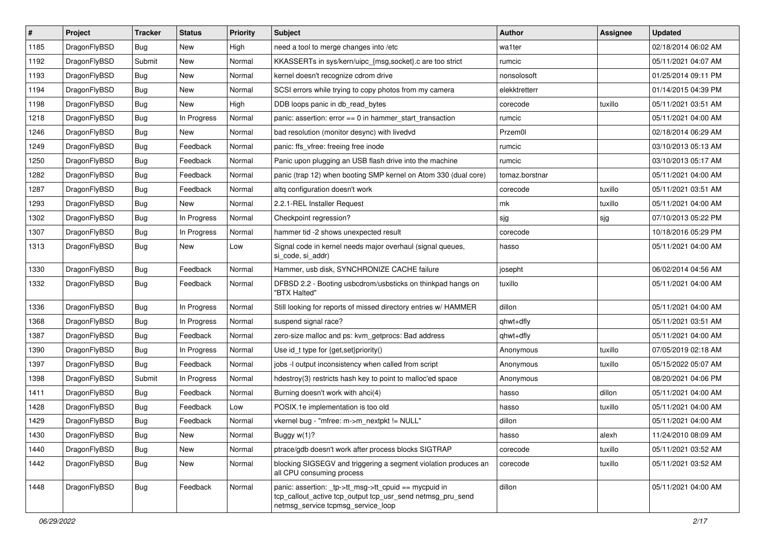| # | Project | Tracker | Status | Priority | Subject | Author | Assignee | Updated |
|---|---|---|---|---|---|---|---|---|
| 1185 | DragonFlyBSD | Bug | New | High | need a tool to merge changes into /etc | wa1ter | | 02/18/2014 06:02 AM |
| 1192 | DragonFlyBSD | Submit | New | Normal | KKASSERTs in sys/kern/uipc_{msg,socket}.c are too strict | rumcic | | 05/11/2021 04:07 AM |
| 1193 | DragonFlyBSD | Bug | New | Normal | kernel doesn't recognize cdrom drive | nonsolosoft | | 01/25/2014 09:11 PM |
| 1194 | DragonFlyBSD | Bug | New | Normal | SCSI errors while trying to copy photos from my camera | elekktretterr | | 01/14/2015 04:39 PM |
| 1198 | DragonFlyBSD | Bug | New | High | DDB loops panic in db_read_bytes | corecode | tuxillo | 05/11/2021 03:51 AM |
| 1218 | DragonFlyBSD | Bug | In Progress | Normal | panic: assertion: error == 0 in hammer_start_transaction | rumcic | | 05/11/2021 04:00 AM |
| 1246 | DragonFlyBSD | Bug | New | Normal | bad resolution (monitor desync) with livedvd | Przem0l | | 02/18/2014 06:29 AM |
| 1249 | DragonFlyBSD | Bug | Feedback | Normal | panic: ffs_vfree: freeing free inode | rumcic | | 03/10/2013 05:13 AM |
| 1250 | DragonFlyBSD | Bug | Feedback | Normal | Panic upon plugging an USB flash drive into the machine | rumcic | | 03/10/2013 05:17 AM |
| 1282 | DragonFlyBSD | Bug | Feedback | Normal | panic (trap 12) when booting SMP kernel on Atom 330 (dual core) | tomaz.borstnar | | 05/11/2021 04:00 AM |
| 1287 | DragonFlyBSD | Bug | Feedback | Normal | altq configuration doesn't work | corecode | tuxillo | 05/11/2021 03:51 AM |
| 1293 | DragonFlyBSD | Bug | New | Normal | 2.2.1-REL Installer Request | mk | tuxillo | 05/11/2021 04:00 AM |
| 1302 | DragonFlyBSD | Bug | In Progress | Normal | Checkpoint regression? | sjg | sjg | 07/10/2013 05:22 PM |
| 1307 | DragonFlyBSD | Bug | In Progress | Normal | hammer tid -2 shows unexpected result | corecode | | 10/18/2016 05:29 PM |
| 1313 | DragonFlyBSD | Bug | New | Low | Signal code in kernel needs major overhaul (signal queues, si_code, si_addr) | hasso | | 05/11/2021 04:00 AM |
| 1330 | DragonFlyBSD | Bug | Feedback | Normal | Hammer, usb disk, SYNCHRONIZE CACHE failure | josepht | | 06/02/2014 04:56 AM |
| 1332 | DragonFlyBSD | Bug | Feedback | Normal | DFBSD 2.2 - Booting usbcdrom/usbsticks on thinkpad hangs on "BTX Halted" | tuxillo | | 05/11/2021 04:00 AM |
| 1336 | DragonFlyBSD | Bug | In Progress | Normal | Still looking for reports of missed directory entries w/ HAMMER | dillon | | 05/11/2021 04:00 AM |
| 1368 | DragonFlyBSD | Bug | In Progress | Normal | suspend signal race? | qhwt+dfly | | 05/11/2021 03:51 AM |
| 1387 | DragonFlyBSD | Bug | Feedback | Normal | zero-size malloc and ps: kvm_getprocs: Bad address | qhwt+dfly | | 05/11/2021 04:00 AM |
| 1390 | DragonFlyBSD | Bug | In Progress | Normal | Use id_t type for {get,set}priority() | Anonymous | tuxillo | 07/05/2019 02:18 AM |
| 1397 | DragonFlyBSD | Bug | Feedback | Normal | jobs -l output inconsistency when called from script | Anonymous | tuxillo | 05/15/2022 05:07 AM |
| 1398 | DragonFlyBSD | Submit | In Progress | Normal | hdestroy(3) restricts hash key to point to malloc'ed space | Anonymous | | 08/20/2021 04:06 PM |
| 1411 | DragonFlyBSD | Bug | Feedback | Normal | Burning doesn't work with ahci(4) | hasso | dillon | 05/11/2021 04:00 AM |
| 1428 | DragonFlyBSD | Bug | Feedback | Low | POSIX.1e implementation is too old | hasso | tuxillo | 05/11/2021 04:00 AM |
| 1429 | DragonFlyBSD | Bug | Feedback | Normal | vkernel bug - "mfree: m->m_nextpkt != NULL" | dillon | | 05/11/2021 04:00 AM |
| 1430 | DragonFlyBSD | Bug | New | Normal | Buggy w(1)? | hasso | alexh | 11/24/2010 08:09 AM |
| 1440 | DragonFlyBSD | Bug | New | Normal | ptrace/gdb doesn't work after process blocks SIGTRAP | corecode | tuxillo | 05/11/2021 03:52 AM |
| 1442 | DragonFlyBSD | Bug | New | Normal | blocking SIGSEGV and triggering a segment violation produces an all CPU consuming process | corecode | tuxillo | 05/11/2021 03:52 AM |
| 1448 | DragonFlyBSD | Bug | Feedback | Normal | panic: assertion: _tp->tt_msg->tt_cpuid == mycpuid in tcp_callout_active tcp_output tcp_usr_send netmsg_pru_send netmsg_service tcpmsg_service_loop | dillon | | 05/11/2021 04:00 AM |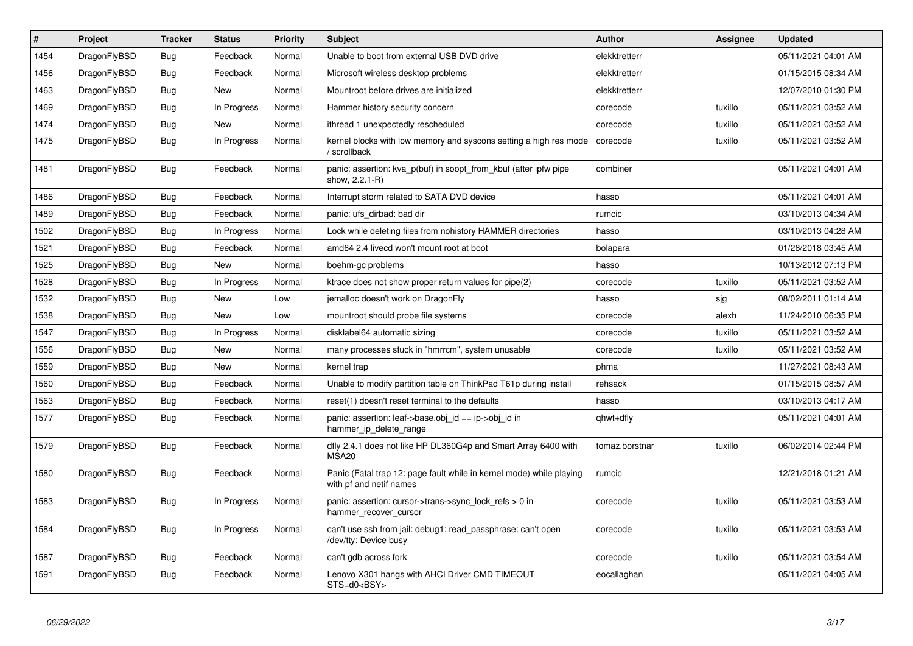| # | Project | Tracker | Status | Priority | Subject | Author | Assignee | Updated |
|---|---|---|---|---|---|---|---|---|
| 1454 | DragonFlyBSD | Bug | Feedback | Normal | Unable to boot from external USB DVD drive | elekktretterr | | 05/11/2021 04:01 AM |
| 1456 | DragonFlyBSD | Bug | Feedback | Normal | Microsoft wireless desktop problems | elekktretterr | | 01/15/2015 08:34 AM |
| 1463 | DragonFlyBSD | Bug | New | Normal | Mountroot before drives are initialized | elekktretterr | | 12/07/2010 01:30 PM |
| 1469 | DragonFlyBSD | Bug | In Progress | Normal | Hammer history security concern | corecode | tuxillo | 05/11/2021 03:52 AM |
| 1474 | DragonFlyBSD | Bug | New | Normal | ithread 1 unexpectedly rescheduled | corecode | tuxillo | 05/11/2021 03:52 AM |
| 1475 | DragonFlyBSD | Bug | In Progress | Normal | kernel blocks with low memory and syscons setting a high res mode / scrollback | corecode | tuxillo | 05/11/2021 03:52 AM |
| 1481 | DragonFlyBSD | Bug | Feedback | Normal | panic: assertion: kva_p(buf) in soopt_from_kbuf (after ipfw pipe show, 2.2.1-R) | combiner | | 05/11/2021 04:01 AM |
| 1486 | DragonFlyBSD | Bug | Feedback | Normal | Interrupt storm related to SATA DVD device | hasso | | 05/11/2021 04:01 AM |
| 1489 | DragonFlyBSD | Bug | Feedback | Normal | panic: ufs_dirbad: bad dir | rumcic | | 03/10/2013 04:34 AM |
| 1502 | DragonFlyBSD | Bug | In Progress | Normal | Lock while deleting files from nohistory HAMMER directories | hasso | | 03/10/2013 04:28 AM |
| 1521 | DragonFlyBSD | Bug | Feedback | Normal | amd64 2.4 livecd won't mount root at boot | bolapara | | 01/28/2018 03:45 AM |
| 1525 | DragonFlyBSD | Bug | New | Normal | boehm-gc problems | hasso | | 10/13/2012 07:13 PM |
| 1528 | DragonFlyBSD | Bug | In Progress | Normal | ktrace does not show proper return values for pipe(2) | corecode | tuxillo | 05/11/2021 03:52 AM |
| 1532 | DragonFlyBSD | Bug | New | Low | jemalloc doesn't work on DragonFly | hasso | sjg | 08/02/2011 01:14 AM |
| 1538 | DragonFlyBSD | Bug | New | Low | mountroot should probe file systems | corecode | alexh | 11/24/2010 06:35 PM |
| 1547 | DragonFlyBSD | Bug | In Progress | Normal | disklabel64 automatic sizing | corecode | tuxillo | 05/11/2021 03:52 AM |
| 1556 | DragonFlyBSD | Bug | New | Normal | many processes stuck in "hmrrcm", system unusable | corecode | tuxillo | 05/11/2021 03:52 AM |
| 1559 | DragonFlyBSD | Bug | New | Normal | kernel trap | phma | | 11/27/2021 08:43 AM |
| 1560 | DragonFlyBSD | Bug | Feedback | Normal | Unable to modify partition table on ThinkPad T61p during install | rehsack | | 01/15/2015 08:57 AM |
| 1563 | DragonFlyBSD | Bug | Feedback | Normal | reset(1) doesn't reset terminal to the defaults | hasso | | 03/10/2013 04:17 AM |
| 1577 | DragonFlyBSD | Bug | Feedback | Normal | panic: assertion: leaf->base.obj_id == ip->obj_id in hammer_ip_delete_range | qhwt+dfly | | 05/11/2021 04:01 AM |
| 1579 | DragonFlyBSD | Bug | Feedback | Normal | dfly 2.4.1 does not like HP DL360G4p and Smart Array 6400 with MSA20 | tomaz.borstnar | tuxillo | 06/02/2014 02:44 PM |
| 1580 | DragonFlyBSD | Bug | Feedback | Normal | Panic (Fatal trap 12: page fault while in kernel mode) while playing with pf and netif names | rumcic | | 12/21/2018 01:21 AM |
| 1583 | DragonFlyBSD | Bug | In Progress | Normal | panic: assertion: cursor->trans->sync_lock_refs > 0 in hammer_recover_cursor | corecode | tuxillo | 05/11/2021 03:53 AM |
| 1584 | DragonFlyBSD | Bug | In Progress | Normal | can't use ssh from jail: debug1: read_passphrase: can't open /dev/tty: Device busy | corecode | tuxillo | 05/11/2021 03:53 AM |
| 1587 | DragonFlyBSD | Bug | Feedback | Normal | can't gdb across fork | corecode | tuxillo | 05/11/2021 03:54 AM |
| 1591 | DragonFlyBSD | Bug | Feedback | Normal | Lenovo X301 hangs with AHCI Driver CMD TIMEOUT STS=d0<BSY> | eocallaghan | | 05/11/2021 04:05 AM |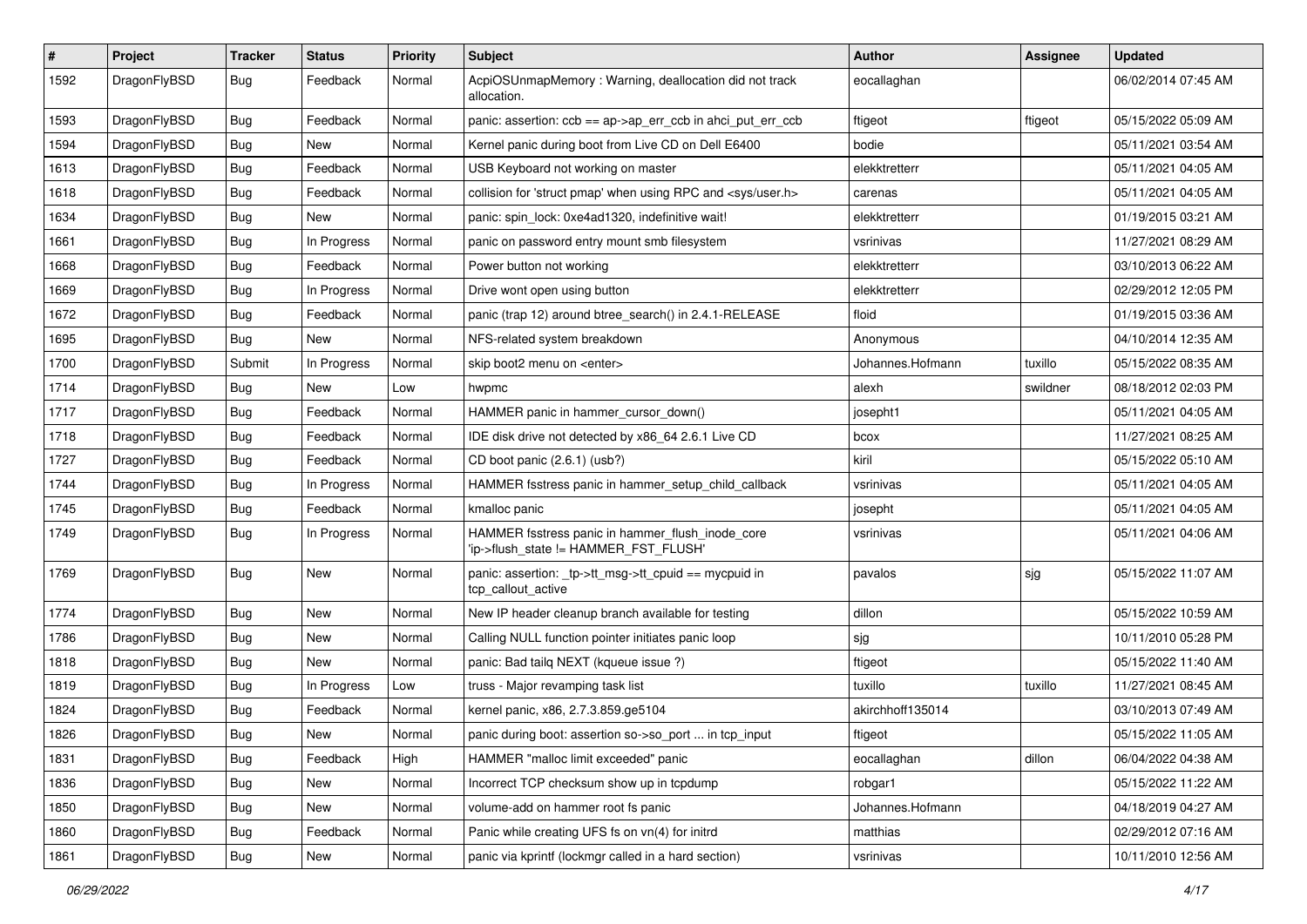| # | Project | Tracker | Status | Priority | Subject | Author | Assignee | Updated |
|---|---|---|---|---|---|---|---|---|
| 1592 | DragonFlyBSD | Bug | Feedback | Normal | AcpiOSUnmapMemory : Warning, deallocation did not track allocation. | eocallaghan | | 06/02/2014 07:45 AM |
| 1593 | DragonFlyBSD | Bug | Feedback | Normal | panic: assertion: ccb == ap->ap_err_ccb in ahci_put_err_ccb | ftigeot | ftigeot | 05/15/2022 05:09 AM |
| 1594 | DragonFlyBSD | Bug | New | Normal | Kernel panic during boot from Live CD on Dell E6400 | bodie | | 05/11/2021 03:54 AM |
| 1613 | DragonFlyBSD | Bug | Feedback | Normal | USB Keyboard not working on master | elekktretterr | | 05/11/2021 04:05 AM |
| 1618 | DragonFlyBSD | Bug | Feedback | Normal | collision for 'struct pmap' when using RPC and <sys/user.h> | carenas | | 05/11/2021 04:05 AM |
| 1634 | DragonFlyBSD | Bug | New | Normal | panic: spin_lock: 0xe4ad1320, indefinitive wait! | elekktretterr | | 01/19/2015 03:21 AM |
| 1661 | DragonFlyBSD | Bug | In Progress | Normal | panic on password entry mount smb filesystem | vsrinivas | | 11/27/2021 08:29 AM |
| 1668 | DragonFlyBSD | Bug | Feedback | Normal | Power button not working | elekktretterr | | 03/10/2013 06:22 AM |
| 1669 | DragonFlyBSD | Bug | In Progress | Normal | Drive wont open using button | elekktretterr | | 02/29/2012 12:05 PM |
| 1672 | DragonFlyBSD | Bug | Feedback | Normal | panic (trap 12) around btree_search() in 2.4.1-RELEASE | floid | | 01/19/2015 03:36 AM |
| 1695 | DragonFlyBSD | Bug | New | Normal | NFS-related system breakdown | Anonymous | | 04/10/2014 12:35 AM |
| 1700 | DragonFlyBSD | Submit | In Progress | Normal | skip boot2 menu on <enter> | Johannes.Hofmann | tuxillo | 05/15/2022 08:35 AM |
| 1714 | DragonFlyBSD | Bug | New | Low | hwpmc | alexh | swildner | 08/18/2012 02:03 PM |
| 1717 | DragonFlyBSD | Bug | Feedback | Normal | HAMMER panic in hammer_cursor_down() | josepht1 | | 05/11/2021 04:05 AM |
| 1718 | DragonFlyBSD | Bug | Feedback | Normal | IDE disk drive not detected by x86_64 2.6.1 Live CD | bcox | | 11/27/2021 08:25 AM |
| 1727 | DragonFlyBSD | Bug | Feedback | Normal | CD boot panic (2.6.1) (usb?) | kiril | | 05/15/2022 05:10 AM |
| 1744 | DragonFlyBSD | Bug | In Progress | Normal | HAMMER fsstress panic in hammer_setup_child_callback | vsrinivas | | 05/11/2021 04:05 AM |
| 1745 | DragonFlyBSD | Bug | Feedback | Normal | kmalloc panic | josepht | | 05/11/2021 04:05 AM |
| 1749 | DragonFlyBSD | Bug | In Progress | Normal | HAMMER fsstress panic in hammer_flush_inode_core 'ip->flush_state != HAMMER_FST_FLUSH' | vsrinivas | | 05/11/2021 04:06 AM |
| 1769 | DragonFlyBSD | Bug | New | Normal | panic: assertion: _tp->tt_msg->tt_cpuid == mycpuid in tcp_callout_active | pavalos | sjg | 05/15/2022 11:07 AM |
| 1774 | DragonFlyBSD | Bug | New | Normal | New IP header cleanup branch available for testing | dillon | | 05/15/2022 10:59 AM |
| 1786 | DragonFlyBSD | Bug | New | Normal | Calling NULL function pointer initiates panic loop | sjg | | 10/11/2010 05:28 PM |
| 1818 | DragonFlyBSD | Bug | New | Normal | panic: Bad tailq NEXT (kqueue issue ?) | ftigeot | | 05/15/2022 11:40 AM |
| 1819 | DragonFlyBSD | Bug | In Progress | Low | truss - Major revamping task list | tuxillo | tuxillo | 11/27/2021 08:45 AM |
| 1824 | DragonFlyBSD | Bug | Feedback | Normal | kernel panic, x86, 2.7.3.859.ge5104 | akirchhoff135014 | | 03/10/2013 07:49 AM |
| 1826 | DragonFlyBSD | Bug | New | Normal | panic during boot: assertion so->so_port ... in tcp_input | ftigeot | | 05/15/2022 11:05 AM |
| 1831 | DragonFlyBSD | Bug | Feedback | High | HAMMER "malloc limit exceeded" panic | eocallaghan | dillon | 06/04/2022 04:38 AM |
| 1836 | DragonFlyBSD | Bug | New | Normal | Incorrect TCP checksum show up in tcpdump | robgar1 | | 05/15/2022 11:22 AM |
| 1850 | DragonFlyBSD | Bug | New | Normal | volume-add on hammer root fs panic | Johannes.Hofmann | | 04/18/2019 04:27 AM |
| 1860 | DragonFlyBSD | Bug | Feedback | Normal | Panic while creating UFS fs on vn(4) for initrd | matthias | | 02/29/2012 07:16 AM |
| 1861 | DragonFlyBSD | Bug | New | Normal | panic via kprintf (lockmgr called in a hard section) | vsrinivas | | 10/11/2010 12:56 AM |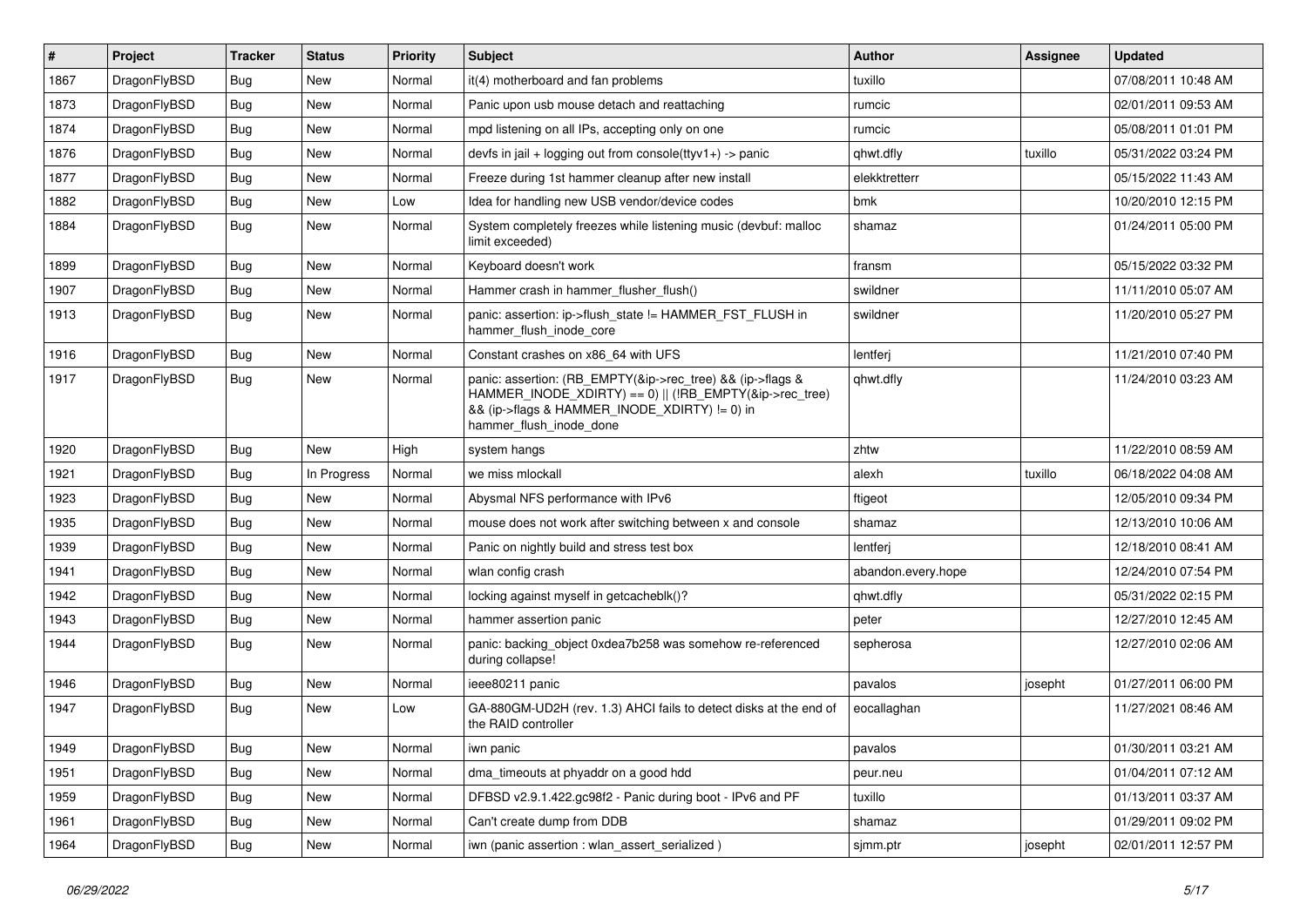| # | Project | Tracker | Status | Priority | Subject | Author | Assignee | Updated |
|---|---|---|---|---|---|---|---|---|
| 1867 | DragonFlyBSD | Bug | New | Normal | it(4) motherboard and fan problems | tuxillo | | 07/08/2011 10:48 AM |
| 1873 | DragonFlyBSD | Bug | New | Normal | Panic upon usb mouse detach and reattaching | rumcic | | 02/01/2011 09:53 AM |
| 1874 | DragonFlyBSD | Bug | New | Normal | mpd listening on all IPs, accepting only on one | rumcic | | 05/08/2011 01:01 PM |
| 1876 | DragonFlyBSD | Bug | New | Normal | devfs in jail + logging out from console(ttyv1+) -> panic | qhwt.dfly | tuxillo | 05/31/2022 03:24 PM |
| 1877 | DragonFlyBSD | Bug | New | Normal | Freeze during 1st hammer cleanup after new install | elekktretterr | | 05/15/2022 11:43 AM |
| 1882 | DragonFlyBSD | Bug | New | Low | Idea for handling new USB vendor/device codes | bmk | | 10/20/2010 12:15 PM |
| 1884 | DragonFlyBSD | Bug | New | Normal | System completely freezes while listening music (devbuf: malloc limit exceeded) | shamaz | | 01/24/2011 05:00 PM |
| 1899 | DragonFlyBSD | Bug | New | Normal | Keyboard doesn't work | fransm | | 05/15/2022 03:32 PM |
| 1907 | DragonFlyBSD | Bug | New | Normal | Hammer crash in hammer_flusher_flush() | swildner | | 11/11/2010 05:07 AM |
| 1913 | DragonFlyBSD | Bug | New | Normal | panic: assertion: ip->flush_state != HAMMER_FST_FLUSH in hammer_flush_inode_core | swildner | | 11/20/2010 05:27 PM |
| 1916 | DragonFlyBSD | Bug | New | Normal | Constant crashes on x86_64 with UFS | lentferj | | 11/21/2010 07:40 PM |
| 1917 | DragonFlyBSD | Bug | New | Normal | panic: assertion: (RB_EMPTY(&ip->rec_tree) && (ip->flags & HAMMER_INODE_XDIRTY) == 0) \|\| (!RB_EMPTY(&ip->rec_tree) && (ip->flags & HAMMER_INODE_XDIRTY) != 0) in hammer_flush_inode_done | qhwt.dfly | | 11/24/2010 03:23 AM |
| 1920 | DragonFlyBSD | Bug | New | High | system hangs | zhtw | | 11/22/2010 08:59 AM |
| 1921 | DragonFlyBSD | Bug | In Progress | Normal | we miss mlockall | alexh | tuxillo | 06/18/2022 04:08 AM |
| 1923 | DragonFlyBSD | Bug | New | Normal | Abysmal NFS performance with IPv6 | ftigeot | | 12/05/2010 09:34 PM |
| 1935 | DragonFlyBSD | Bug | New | Normal | mouse does not work after switching between x and console | shamaz | | 12/13/2010 10:06 AM |
| 1939 | DragonFlyBSD | Bug | New | Normal | Panic on nightly build and stress test box | lentferj | | 12/18/2010 08:41 AM |
| 1941 | DragonFlyBSD | Bug | New | Normal | wlan config crash | abandon.every.hope | | 12/24/2010 07:54 PM |
| 1942 | DragonFlyBSD | Bug | New | Normal | locking against myself in getcacheblk()? | qhwt.dfly | | 05/31/2022 02:15 PM |
| 1943 | DragonFlyBSD | Bug | New | Normal | hammer assertion panic | peter | | 12/27/2010 12:45 AM |
| 1944 | DragonFlyBSD | Bug | New | Normal | panic: backing_object 0xdea7b258 was somehow re-referenced during collapse! | sepherosa | | 12/27/2010 02:06 AM |
| 1946 | DragonFlyBSD | Bug | New | Normal | ieee80211 panic | pavalos | josepht | 01/27/2011 06:00 PM |
| 1947 | DragonFlyBSD | Bug | New | Low | GA-880GM-UD2H (rev. 1.3) AHCI fails to detect disks at the end of the RAID controller | eocallaghan | | 11/27/2021 08:46 AM |
| 1949 | DragonFlyBSD | Bug | New | Normal | iwn panic | pavalos | | 01/30/2011 03:21 AM |
| 1951 | DragonFlyBSD | Bug | New | Normal | dma_timeouts at phyaddr on a good hdd | peur.neu | | 01/04/2011 07:12 AM |
| 1959 | DragonFlyBSD | Bug | New | Normal | DFBSD v2.9.1.422.gc98f2 - Panic during boot - IPv6 and PF | tuxillo | | 01/13/2011 03:37 AM |
| 1961 | DragonFlyBSD | Bug | New | Normal | Can't create dump from DDB | shamaz | | 01/29/2011 09:02 PM |
| 1964 | DragonFlyBSD | Bug | New | Normal | iwn (panic assertion : wlan_assert_serialized ) | sjmm.ptr | josepht | 02/01/2011 12:57 PM |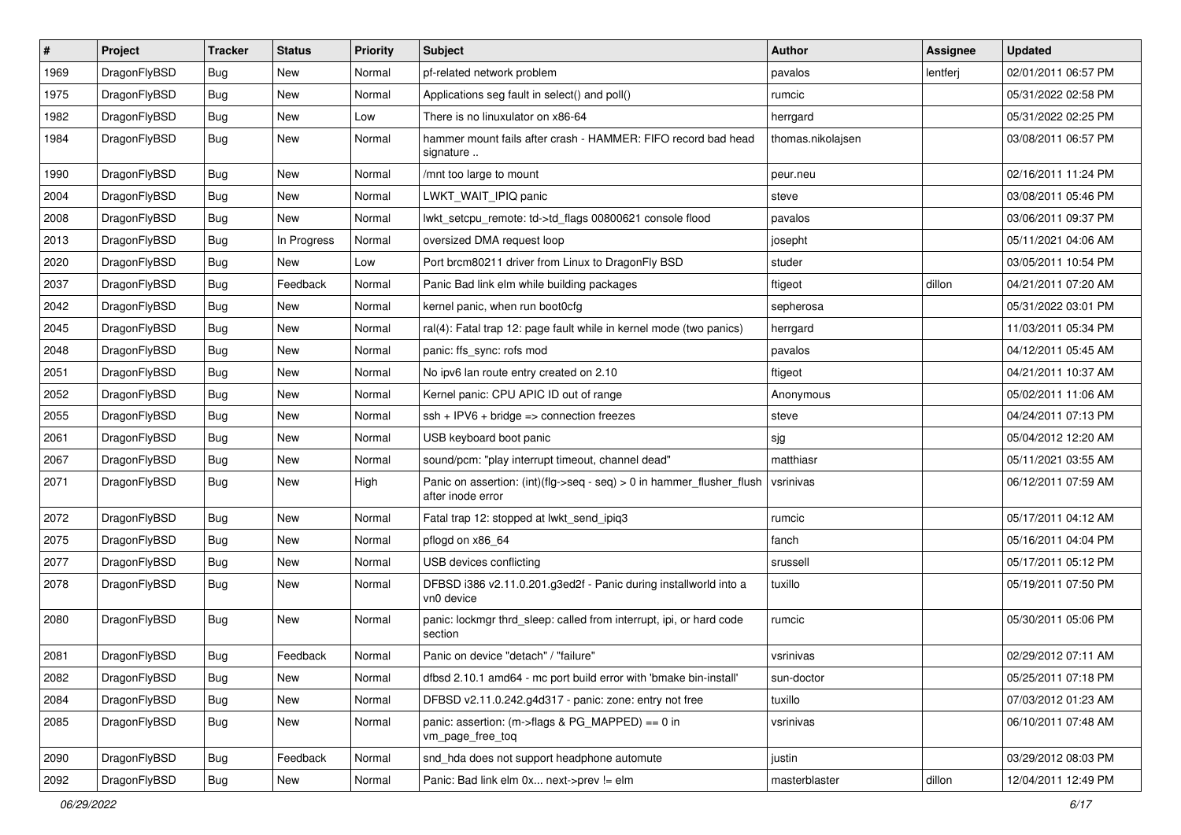| # | Project | Tracker | Status | Priority | Subject | Author | Assignee | Updated |
|---|---|---|---|---|---|---|---|---|
| 1969 | DragonFlyBSD | Bug | New | Normal | pf-related network problem | pavalos | lentferj | 02/01/2011 06:57 PM |
| 1975 | DragonFlyBSD | Bug | New | Normal | Applications seg fault in select() and poll() | rumcic | | 05/31/2022 02:58 PM |
| 1982 | DragonFlyBSD | Bug | New | Low | There is no linuxulator on x86-64 | herrgard | | 05/31/2022 02:25 PM |
| 1984 | DragonFlyBSD | Bug | New | Normal | hammer mount fails after crash - HAMMER: FIFO record bad head signature .. | thomas.nikolajsen | | 03/08/2011 06:57 PM |
| 1990 | DragonFlyBSD | Bug | New | Normal | /mnt too large to mount | peur.neu | | 02/16/2011 11:24 PM |
| 2004 | DragonFlyBSD | Bug | New | Normal | LWKT_WAIT_IPIQ panic | steve | | 03/08/2011 05:46 PM |
| 2008 | DragonFlyBSD | Bug | New | Normal | lwkt_setcpu_remote: td->td_flags 00800621 console flood | pavalos | | 03/06/2011 09:37 PM |
| 2013 | DragonFlyBSD | Bug | In Progress | Normal | oversized DMA request loop | josepht | | 05/11/2021 04:06 AM |
| 2020 | DragonFlyBSD | Bug | New | Low | Port brcm80211 driver from Linux to DragonFly BSD | studer | | 03/05/2011 10:54 PM |
| 2037 | DragonFlyBSD | Bug | Feedback | Normal | Panic Bad link elm while building packages | ftigeot | dillon | 04/21/2011 07:20 AM |
| 2042 | DragonFlyBSD | Bug | New | Normal | kernel panic, when run boot0cfg | sepherosa | | 05/31/2022 03:01 PM |
| 2045 | DragonFlyBSD | Bug | New | Normal | ral(4): Fatal trap 12: page fault while in kernel mode (two panics) | herrgard | | 11/03/2011 05:34 PM |
| 2048 | DragonFlyBSD | Bug | New | Normal | panic: ffs_sync: rofs mod | pavalos | | 04/12/2011 05:45 AM |
| 2051 | DragonFlyBSD | Bug | New | Normal | No ipv6 lan route entry created on 2.10 | ftigeot | | 04/21/2011 10:37 AM |
| 2052 | DragonFlyBSD | Bug | New | Normal | Kernel panic: CPU APIC ID out of range | Anonymous | | 05/02/2011 11:06 AM |
| 2055 | DragonFlyBSD | Bug | New | Normal | ssh + IPV6 + bridge => connection freezes | steve | | 04/24/2011 07:13 PM |
| 2061 | DragonFlyBSD | Bug | New | Normal | USB keyboard boot panic | sjg | | 05/04/2012 12:20 AM |
| 2067 | DragonFlyBSD | Bug | New | Normal | sound/pcm: "play interrupt timeout, channel dead" | matthiasr | | 05/11/2021 03:55 AM |
| 2071 | DragonFlyBSD | Bug | New | High | Panic on assertion: (int)(flg->seq - seq) > 0 in hammer_flusher_flush after inode error | vsrinivas | | 06/12/2011 07:59 AM |
| 2072 | DragonFlyBSD | Bug | New | Normal | Fatal trap 12: stopped at lwkt_send_ipiq3 | rumcic | | 05/17/2011 04:12 AM |
| 2075 | DragonFlyBSD | Bug | New | Normal | pflogd on x86_64 | fanch | | 05/16/2011 04:04 PM |
| 2077 | DragonFlyBSD | Bug | New | Normal | USB devices conflicting | srussell | | 05/17/2011 05:12 PM |
| 2078 | DragonFlyBSD | Bug | New | Normal | DFBSD i386 v2.11.0.201.g3ed2f - Panic during installworld into a vn0 device | tuxillo | | 05/19/2011 07:50 PM |
| 2080 | DragonFlyBSD | Bug | New | Normal | panic: lockmgr thrd_sleep: called from interrupt, ipi, or hard code section | rumcic | | 05/30/2011 05:06 PM |
| 2081 | DragonFlyBSD | Bug | Feedback | Normal | Panic on device "detach" / "failure" | vsrinivas | | 02/29/2012 07:11 AM |
| 2082 | DragonFlyBSD | Bug | New | Normal | dfbsd 2.10.1 amd64 - mc port build error with 'bmake bin-install' | sun-doctor | | 05/25/2011 07:18 PM |
| 2084 | DragonFlyBSD | Bug | New | Normal | DFBSD v2.11.0.242.g4d317 - panic: zone: entry not free | tuxillo | | 07/03/2012 01:23 AM |
| 2085 | DragonFlyBSD | Bug | New | Normal | panic: assertion: (m->flags & PG_MAPPED) == 0 in vm_page_free_toq | vsrinivas | | 06/10/2011 07:48 AM |
| 2090 | DragonFlyBSD | Bug | Feedback | Normal | snd_hda does not support headphone automute | justin | | 03/29/2012 08:03 PM |
| 2092 | DragonFlyBSD | Bug | New | Normal | Panic: Bad link elm 0x... next->prev != elm | masterblaster | dillon | 12/04/2011 12:49 PM |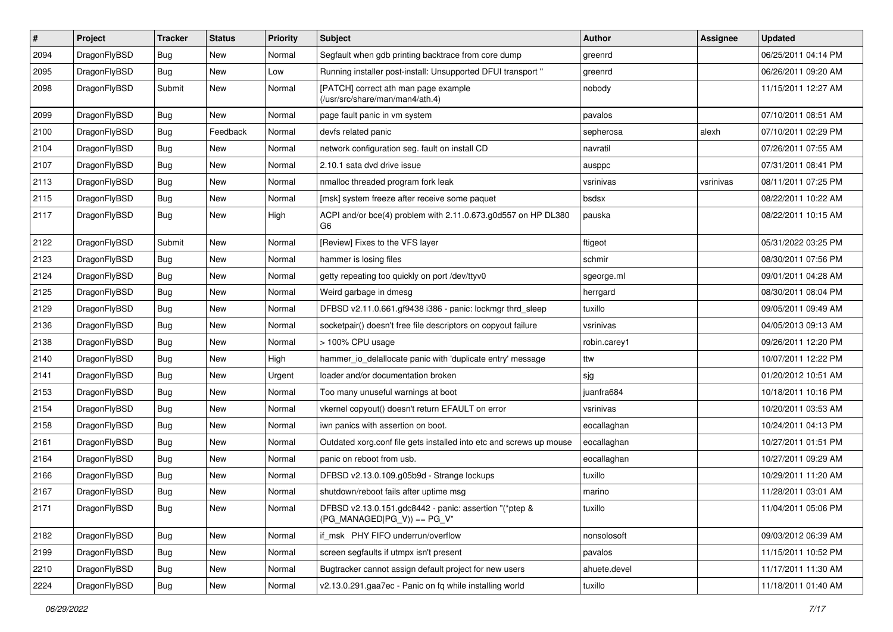| # | Project | Tracker | Status | Priority | Subject | Author | Assignee | Updated |
|---|---|---|---|---|---|---|---|---|
| 2094 | DragonFlyBSD | Bug | New | Normal | Segfault when gdb printing backtrace from core dump | greenrd | | 06/25/2011 04:14 PM |
| 2095 | DragonFlyBSD | Bug | New | Low | Running installer post-install: Unsupported DFUI transport " | greenrd | | 06/26/2011 09:20 AM |
| 2098 | DragonFlyBSD | Submit | New | Normal | [PATCH] correct ath man page example (/usr/src/share/man/man4/ath.4) | nobody | | 11/15/2011 12:27 AM |
| 2099 | DragonFlyBSD | Bug | New | Normal | page fault panic in vm system | pavalos | | 07/10/2011 08:51 AM |
| 2100 | DragonFlyBSD | Bug | Feedback | Normal | devfs related panic | sepherosa | alexh | 07/10/2011 02:29 PM |
| 2104 | DragonFlyBSD | Bug | New | Normal | network configuration seg. fault on install CD | navratil | | 07/26/2011 07:55 AM |
| 2107 | DragonFlyBSD | Bug | New | Normal | 2.10.1 sata dvd drive issue | ausppc | | 07/31/2011 08:41 PM |
| 2113 | DragonFlyBSD | Bug | New | Normal | nmalloc threaded program fork leak | vsrinivas | vsrinivas | 08/11/2011 07:25 PM |
| 2115 | DragonFlyBSD | Bug | New | Normal | [msk] system freeze after receive some paquet | bsdsx | | 08/22/2011 10:22 AM |
| 2117 | DragonFlyBSD | Bug | New | High | ACPI and/or bce(4) problem with 2.11.0.673.g0d557 on HP DL380 G6 | pauska | | 08/22/2011 10:15 AM |
| 2122 | DragonFlyBSD | Submit | New | Normal | [Review] Fixes to the VFS layer | ftigeot | | 05/31/2022 03:25 PM |
| 2123 | DragonFlyBSD | Bug | New | Normal | hammer is losing files | schmir | | 08/30/2011 07:56 PM |
| 2124 | DragonFlyBSD | Bug | New | Normal | getty repeating too quickly on port /dev/ttyv0 | sgeorge.ml | | 09/01/2011 04:28 AM |
| 2125 | DragonFlyBSD | Bug | New | Normal | Weird garbage in dmesg | herrgard | | 08/30/2011 08:04 PM |
| 2129 | DragonFlyBSD | Bug | New | Normal | DFBSD v2.11.0.661.gf9438 i386 - panic: lockmgr thrd_sleep | tuxillo | | 09/05/2011 09:49 AM |
| 2136 | DragonFlyBSD | Bug | New | Normal | socketpair() doesn't free file descriptors on copyout failure | vsrinivas | | 04/05/2013 09:13 AM |
| 2138 | DragonFlyBSD | Bug | New | Normal | > 100% CPU usage | robin.carey1 | | 09/26/2011 12:20 PM |
| 2140 | DragonFlyBSD | Bug | New | High | hammer_io_delallocate panic with 'duplicate entry' message | ttw | | 10/07/2011 12:22 PM |
| 2141 | DragonFlyBSD | Bug | New | Urgent | loader and/or documentation broken | sjg | | 01/20/2012 10:51 AM |
| 2153 | DragonFlyBSD | Bug | New | Normal | Too many unuseful warnings at boot | juanfra684 | | 10/18/2011 10:16 PM |
| 2154 | DragonFlyBSD | Bug | New | Normal | vkernel copyout() doesn't return EFAULT on error | vsrinivas | | 10/20/2011 03:53 AM |
| 2158 | DragonFlyBSD | Bug | New | Normal | iwn panics with assertion on boot. | eocallaghan | | 10/24/2011 04:13 PM |
| 2161 | DragonFlyBSD | Bug | New | Normal | Outdated xorg.conf file gets installed into etc and screws up mouse | eocallaghan | | 10/27/2011 01:51 PM |
| 2164 | DragonFlyBSD | Bug | New | Normal | panic on reboot from usb. | eocallaghan | | 10/27/2011 09:29 AM |
| 2166 | DragonFlyBSD | Bug | New | Normal | DFBSD v2.13.0.109.g05b9d - Strange lockups | tuxillo | | 10/29/2011 11:20 AM |
| 2167 | DragonFlyBSD | Bug | New | Normal | shutdown/reboot fails after uptime msg | marino | | 11/28/2011 03:01 AM |
| 2171 | DragonFlyBSD | Bug | New | Normal | DFBSD v2.13.0.151.gdc8442 - panic: assertion "(*ptep & (PG_MANAGED\|PG_V)) == PG_V" | tuxillo | | 11/04/2011 05:06 PM |
| 2182 | DragonFlyBSD | Bug | New | Normal | if_msk PHY FIFO underrun/overflow | nonsolosoft | | 09/03/2012 06:39 AM |
| 2199 | DragonFlyBSD | Bug | New | Normal | screen segfaults if utmpx isn't present | pavalos | | 11/15/2011 10:52 PM |
| 2210 | DragonFlyBSD | Bug | New | Normal | Bugtracker cannot assign default project for new users | ahuete.devel | | 11/17/2011 11:30 AM |
| 2224 | DragonFlyBSD | Bug | New | Normal | v2.13.0.291.gaa7ec - Panic on fq while installing world | tuxillo | | 11/18/2011 01:40 AM |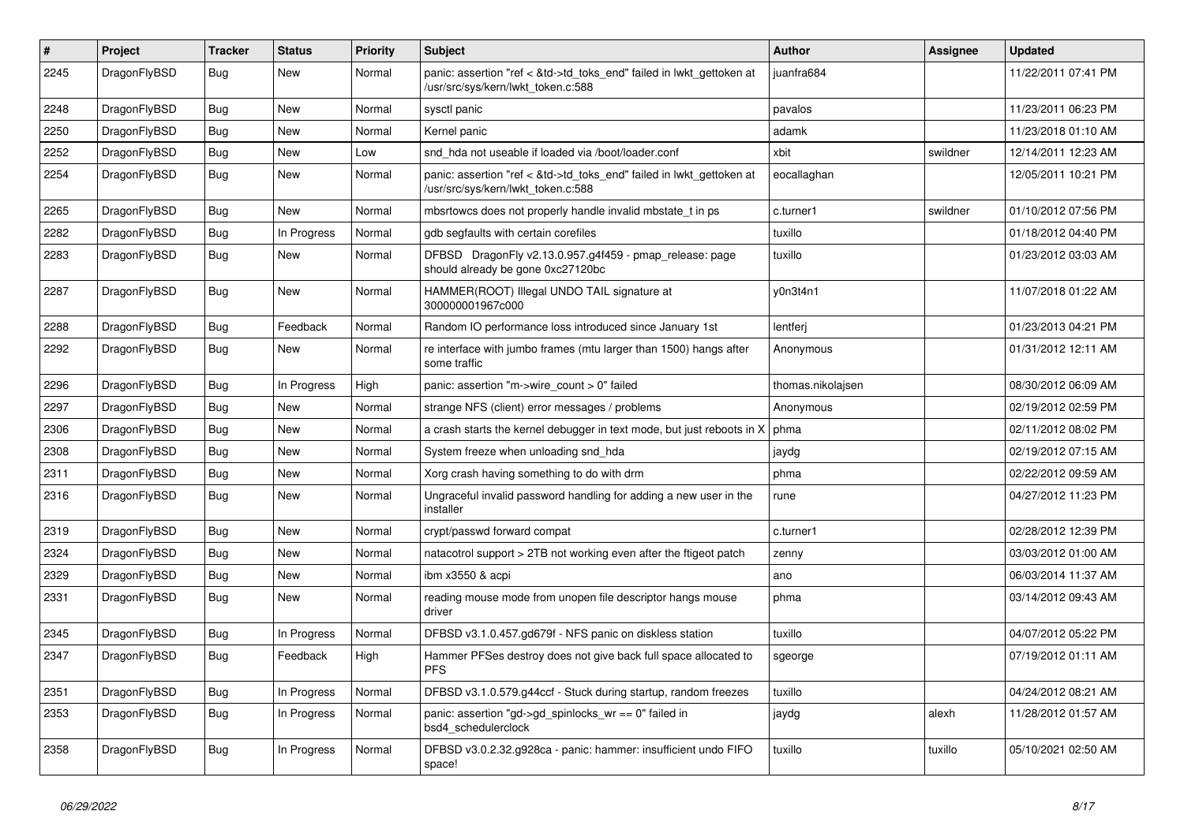| # | Project | Tracker | Status | Priority | Subject | Author | Assignee | Updated |
|---|---|---|---|---|---|---|---|---|
| 2245 | DragonFlyBSD | Bug | New | Normal | panic: assertion "ref < &td->td_toks_end" failed in lwkt_gettoken at /usr/src/sys/kern/lwkt_token.c:588 | juanfra684 | | 11/22/2011 07:41 PM |
| 2248 | DragonFlyBSD | Bug | New | Normal | sysctl panic | pavalos | | 11/23/2011 06:23 PM |
| 2250 | DragonFlyBSD | Bug | New | Normal | Kernel panic | adamk | | 11/23/2018 01:10 AM |
| 2252 | DragonFlyBSD | Bug | New | Low | snd_hda not useable if loaded via /boot/loader.conf | xbit | swildner | 12/14/2011 12:23 AM |
| 2254 | DragonFlyBSD | Bug | New | Normal | panic: assertion "ref < &td->td_toks_end" failed in lwkt_gettoken at /usr/src/sys/kern/lwkt_token.c:588 | eocallaghan | | 12/05/2011 10:21 PM |
| 2265 | DragonFlyBSD | Bug | New | Normal | mbsrtowcs does not properly handle invalid mbstate_t in ps | c.turner1 | swildner | 01/10/2012 07:56 PM |
| 2282 | DragonFlyBSD | Bug | In Progress | Normal | gdb segfaults with certain corefiles | tuxillo | | 01/18/2012 04:40 PM |
| 2283 | DragonFlyBSD | Bug | New | Normal | DFBSD DragonFly v2.13.0.957.g4f459 - pmap_release: page should already be gone 0xc27120bc | tuxillo | | 01/23/2012 03:03 AM |
| 2287 | DragonFlyBSD | Bug | New | Normal | HAMMER(ROOT) Illegal UNDO TAIL signature at 300000001967c000 | y0n3t4n1 | | 11/07/2018 01:22 AM |
| 2288 | DragonFlyBSD | Bug | Feedback | Normal | Random IO performance loss introduced since January 1st | lentferj | | 01/23/2013 04:21 PM |
| 2292 | DragonFlyBSD | Bug | New | Normal | re interface with jumbo frames (mtu larger than 1500) hangs after some traffic | Anonymous | | 01/31/2012 12:11 AM |
| 2296 | DragonFlyBSD | Bug | In Progress | High | panic: assertion "m->wire_count > 0" failed | thomas.nikolajsen | | 08/30/2012 06:09 AM |
| 2297 | DragonFlyBSD | Bug | New | Normal | strange NFS (client) error messages / problems | Anonymous | | 02/19/2012 02:59 PM |
| 2306 | DragonFlyBSD | Bug | New | Normal | a crash starts the kernel debugger in text mode, but just reboots in X | phma | | 02/11/2012 08:02 PM |
| 2308 | DragonFlyBSD | Bug | New | Normal | System freeze when unloading snd_hda | jaydg | | 02/19/2012 07:15 AM |
| 2311 | DragonFlyBSD | Bug | New | Normal | Xorg crash having something to do with drm | phma | | 02/22/2012 09:59 AM |
| 2316 | DragonFlyBSD | Bug | New | Normal | Ungraceful invalid password handling for adding a new user in the installer | rune | | 04/27/2012 11:23 PM |
| 2319 | DragonFlyBSD | Bug | New | Normal | crypt/passwd forward compat | c.turner1 | | 02/28/2012 12:39 PM |
| 2324 | DragonFlyBSD | Bug | New | Normal | natacotrol support > 2TB not working even after the ftigeot patch | zenny | | 03/03/2012 01:00 AM |
| 2329 | DragonFlyBSD | Bug | New | Normal | ibm x3550 & acpi | ano | | 06/03/2014 11:37 AM |
| 2331 | DragonFlyBSD | Bug | New | Normal | reading mouse mode from unopen file descriptor hangs mouse driver | phma | | 03/14/2012 09:43 AM |
| 2345 | DragonFlyBSD | Bug | In Progress | Normal | DFBSD v3.1.0.457.gd679f - NFS panic on diskless station | tuxillo | | 04/07/2012 05:22 PM |
| 2347 | DragonFlyBSD | Bug | Feedback | High | Hammer PFSes destroy does not give back full space allocated to PFS | sgeorge | | 07/19/2012 01:11 AM |
| 2351 | DragonFlyBSD | Bug | In Progress | Normal | DFBSD v3.1.0.579.g44ccf - Stuck during startup, random freezes | tuxillo | | 04/24/2012 08:21 AM |
| 2353 | DragonFlyBSD | Bug | In Progress | Normal | panic: assertion "gd->gd_spinlocks_wr == 0" failed in bsd4_schedulerclock | jaydg | alexh | 11/28/2012 01:57 AM |
| 2358 | DragonFlyBSD | Bug | In Progress | Normal | DFBSD v3.0.2.32.g928ca - panic: hammer: insufficient undo FIFO space! | tuxillo | tuxillo | 05/10/2021 02:50 AM |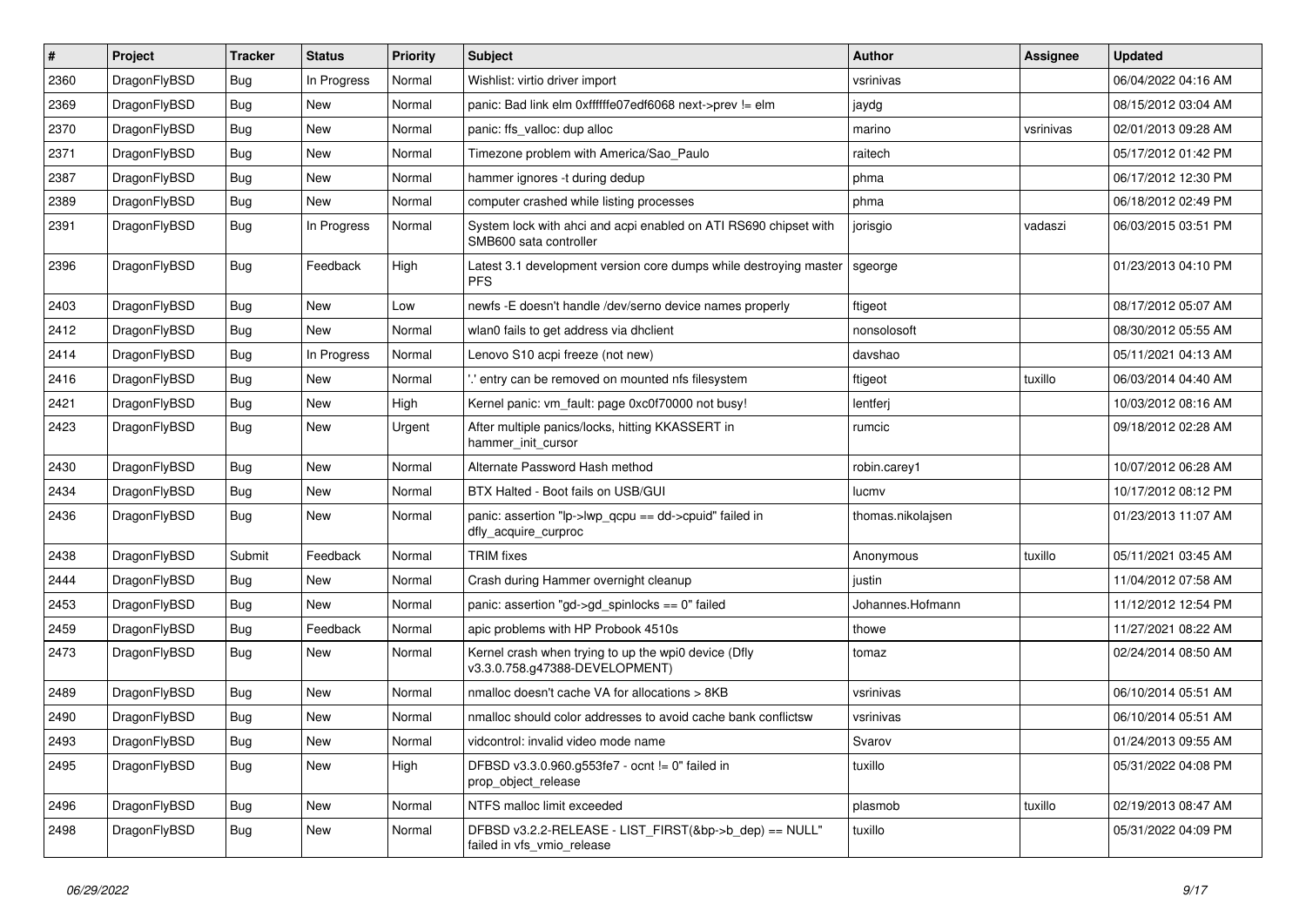| # | Project | Tracker | Status | Priority | Subject | Author | Assignee | Updated |
|---|---|---|---|---|---|---|---|---|
| 2360 | DragonFlyBSD | Bug | In Progress | Normal | Wishlist: virtio driver import | vsrinivas | | 06/04/2022 04:16 AM |
| 2369 | DragonFlyBSD | Bug | New | Normal | panic: Bad link elm 0xffffffe07edf6068 next->prev != elm | jaydg | | 08/15/2012 03:04 AM |
| 2370 | DragonFlyBSD | Bug | New | Normal | panic: ffs_valloc: dup alloc | marino | vsrinivas | 02/01/2013 09:28 AM |
| 2371 | DragonFlyBSD | Bug | New | Normal | Timezone problem with America/Sao_Paulo | raitech | | 05/17/2012 01:42 PM |
| 2387 | DragonFlyBSD | Bug | New | Normal | hammer ignores -t during dedup | phma | | 06/17/2012 12:30 PM |
| 2389 | DragonFlyBSD | Bug | New | Normal | computer crashed while listing processes | phma | | 06/18/2012 02:49 PM |
| 2391 | DragonFlyBSD | Bug | In Progress | Normal | System lock with ahci and acpi enabled on ATI RS690 chipset with SMB600 sata controller | jorisgio | vadaszi | 06/03/2015 03:51 PM |
| 2396 | DragonFlyBSD | Bug | Feedback | High | Latest 3.1 development version core dumps while destroying master PFS | sgeorge | | 01/23/2013 04:10 PM |
| 2403 | DragonFlyBSD | Bug | New | Low | newfs -E doesn't handle /dev/serno device names properly | ftigeot | | 08/17/2012 05:07 AM |
| 2412 | DragonFlyBSD | Bug | New | Normal | wlan0 fails to get address via dhclient | nonsolosoft | | 08/30/2012 05:55 AM |
| 2414 | DragonFlyBSD | Bug | In Progress | Normal | Lenovo S10 acpi freeze (not new) | davshao | | 05/11/2021 04:13 AM |
| 2416 | DragonFlyBSD | Bug | New | Normal | '.' entry can be removed on mounted nfs filesystem | ftigeot | tuxillo | 06/03/2014 04:40 AM |
| 2421 | DragonFlyBSD | Bug | New | High | Kernel panic: vm_fault: page 0xc0f70000 not busy! | lentferj | | 10/03/2012 08:16 AM |
| 2423 | DragonFlyBSD | Bug | New | Urgent | After multiple panics/locks, hitting KKASSERT in hammer_init_cursor | rumcic | | 09/18/2012 02:28 AM |
| 2430 | DragonFlyBSD | Bug | New | Normal | Alternate Password Hash method | robin.carey1 | | 10/07/2012 06:28 AM |
| 2434 | DragonFlyBSD | Bug | New | Normal | BTX Halted - Boot fails on USB/GUI | lucmv | | 10/17/2012 08:12 PM |
| 2436 | DragonFlyBSD | Bug | New | Normal | panic: assertion "lp->lwp_qcpu == dd->cpuid" failed in dfly_acquire_curproc | thomas.nikolajsen | | 01/23/2013 11:07 AM |
| 2438 | DragonFlyBSD | Submit | Feedback | Normal | TRIM fixes | Anonymous | tuxillo | 05/11/2021 03:45 AM |
| 2444 | DragonFlyBSD | Bug | New | Normal | Crash during Hammer overnight cleanup | justin | | 11/04/2012 07:58 AM |
| 2453 | DragonFlyBSD | Bug | New | Normal | panic: assertion "gd->gd_spinlocks == 0" failed | Johannes.Hofmann | | 11/12/2012 12:54 PM |
| 2459 | DragonFlyBSD | Bug | Feedback | Normal | apic problems with HP Probook 4510s | thowe | | 11/27/2021 08:22 AM |
| 2473 | DragonFlyBSD | Bug | New | Normal | Kernel crash when trying to up the wpi0 device (Dfly v3.3.0.758.g47388-DEVELOPMENT) | tomaz | | 02/24/2014 08:50 AM |
| 2489 | DragonFlyBSD | Bug | New | Normal | nmalloc doesn't cache VA for allocations > 8KB | vsrinivas | | 06/10/2014 05:51 AM |
| 2490 | DragonFlyBSD | Bug | New | Normal | nmalloc should color addresses to avoid cache bank conflictsw | vsrinivas | | 06/10/2014 05:51 AM |
| 2493 | DragonFlyBSD | Bug | New | Normal | vidcontrol: invalid video mode name | Svarov | | 01/24/2013 09:55 AM |
| 2495 | DragonFlyBSD | Bug | New | High | DFBSD v3.3.0.960.g553fe7 - ocnt != 0" failed in prop_object_release | tuxillo | | 05/31/2022 04:08 PM |
| 2496 | DragonFlyBSD | Bug | New | Normal | NTFS malloc limit exceeded | plasmob | tuxillo | 02/19/2013 08:47 AM |
| 2498 | DragonFlyBSD | Bug | New | Normal | DFBSD v3.2.2-RELEASE - LIST_FIRST(&bp->b_dep) == NULL" failed in vfs_vmio_release | tuxillo | | 05/31/2022 04:09 PM |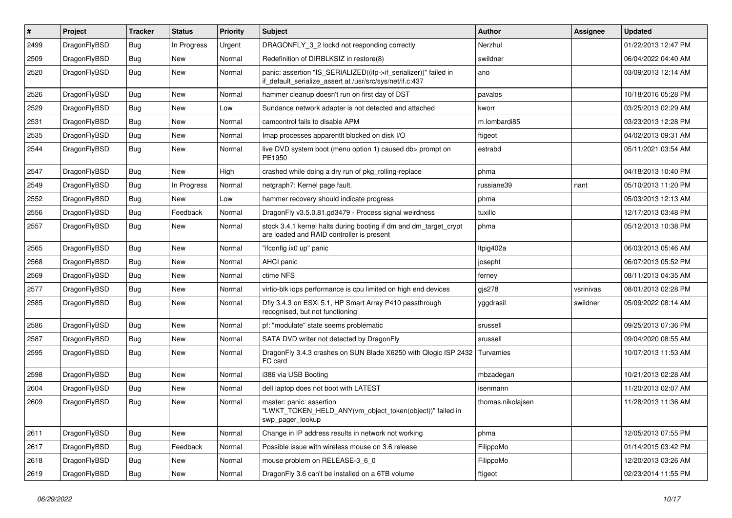| # | Project | Tracker | Status | Priority | Subject | Author | Assignee | Updated |
|---|---|---|---|---|---|---|---|---|
| 2499 | DragonFlyBSD | Bug | In Progress | Urgent | DRAGONFLY_3_2 lockd not responding correctly | Nerzhul | | 01/22/2013 12:47 PM |
| 2509 | DragonFlyBSD | Bug | New | Normal | Redefinition of DIRBLKSIZ in restore(8) | swildner | | 06/04/2022 04:40 AM |
| 2520 | DragonFlyBSD | Bug | New | Normal | panic: assertion "IS_SERIALIZED((ifp->if_serializer))" failed in if_default_serialize_assert at /usr/src/sys/net/if.c:437 | ano | | 03/09/2013 12:14 AM |
| 2526 | DragonFlyBSD | Bug | New | Normal | hammer cleanup doesn't run on first day of DST | pavalos | | 10/18/2016 05:28 PM |
| 2529 | DragonFlyBSD | Bug | New | Low | Sundance network adapter is not detected and attached | kworr | | 03/25/2013 02:29 AM |
| 2531 | DragonFlyBSD | Bug | New | Normal | camcontrol fails to disable APM | m.lombardi85 | | 03/23/2013 12:28 PM |
| 2535 | DragonFlyBSD | Bug | New | Normal | Imap processes apparentlt blocked on disk I/O | ftigeot | | 04/02/2013 09:31 AM |
| 2544 | DragonFlyBSD | Bug | New | Normal | live DVD system boot (menu option 1) caused db> prompt on PE1950 | estrabd | | 05/11/2021 03:54 AM |
| 2547 | DragonFlyBSD | Bug | New | High | crashed while doing a dry run of pkg_rolling-replace | phma | | 04/18/2013 10:40 PM |
| 2549 | DragonFlyBSD | Bug | In Progress | Normal | netgraph7: Kernel page fault. | russiane39 | nant | 05/10/2013 11:20 PM |
| 2552 | DragonFlyBSD | Bug | New | Low | hammer recovery should indicate progress | phma | | 05/03/2013 12:13 AM |
| 2556 | DragonFlyBSD | Bug | Feedback | Normal | DragonFly v3.5.0.81.gd3479 - Process signal weirdness | tuxillo | | 12/17/2013 03:48 PM |
| 2557 | DragonFlyBSD | Bug | New | Normal | stock 3.4.1 kernel halts during booting if dm and dm_target_crypt are loaded and RAID controller is present | phma | | 05/12/2013 10:38 PM |
| 2565 | DragonFlyBSD | Bug | New | Normal | "ifconfig ix0 up" panic | ltpig402a | | 06/03/2013 05:46 AM |
| 2568 | DragonFlyBSD | Bug | New | Normal | AHCI panic | josepht | | 06/07/2013 05:52 PM |
| 2569 | DragonFlyBSD | Bug | New | Normal | ctime NFS | ferney | | 08/11/2013 04:35 AM |
| 2577 | DragonFlyBSD | Bug | New | Normal | virtio-blk iops performance is cpu limited on high end devices | gjs278 | vsrinivas | 08/01/2013 02:28 PM |
| 2585 | DragonFlyBSD | Bug | New | Normal | Dfly 3.4.3 on ESXi 5.1, HP Smart Array P410 passthrough recognised, but not functioning | yggdrasil | swildner | 05/09/2022 08:14 AM |
| 2586 | DragonFlyBSD | Bug | New | Normal | pf: "modulate" state seems problematic | srussell | | 09/25/2013 07:36 PM |
| 2587 | DragonFlyBSD | Bug | New | Normal | SATA DVD writer not detected by DragonFly | srussell | | 09/04/2020 08:55 AM |
| 2595 | DragonFlyBSD | Bug | New | Normal | DragonFly 3.4.3 crashes on SUN Blade X6250 with Qlogic ISP 2432 FC card | Turvamies | | 10/07/2013 11:53 AM |
| 2598 | DragonFlyBSD | Bug | New | Normal | i386 via USB Booting | mbzadegan | | 10/21/2013 02:28 AM |
| 2604 | DragonFlyBSD | Bug | New | Normal | dell laptop does not boot with LATEST | isenmann | | 11/20/2013 02:07 AM |
| 2609 | DragonFlyBSD | Bug | New | Normal | master: panic: assertion "LWKT_TOKEN_HELD_ANY(vm_object_token(object))" failed in swp_pager_lookup | thomas.nikolajsen | | 11/28/2013 11:36 AM |
| 2611 | DragonFlyBSD | Bug | New | Normal | Change in IP address results in network not working | phma | | 12/05/2013 07:55 PM |
| 2617 | DragonFlyBSD | Bug | Feedback | Normal | Possible issue with wireless mouse on 3.6 release | FilippoMo | | 01/14/2015 03:42 PM |
| 2618 | DragonFlyBSD | Bug | New | Normal | mouse problem on RELEASE-3_6_0 | FilippoMo | | 12/20/2013 03:26 AM |
| 2619 | DragonFlyBSD | Bug | New | Normal | DragonFly 3.6 can't be installed on a 6TB volume | ftigeot | | 02/23/2014 11:55 PM |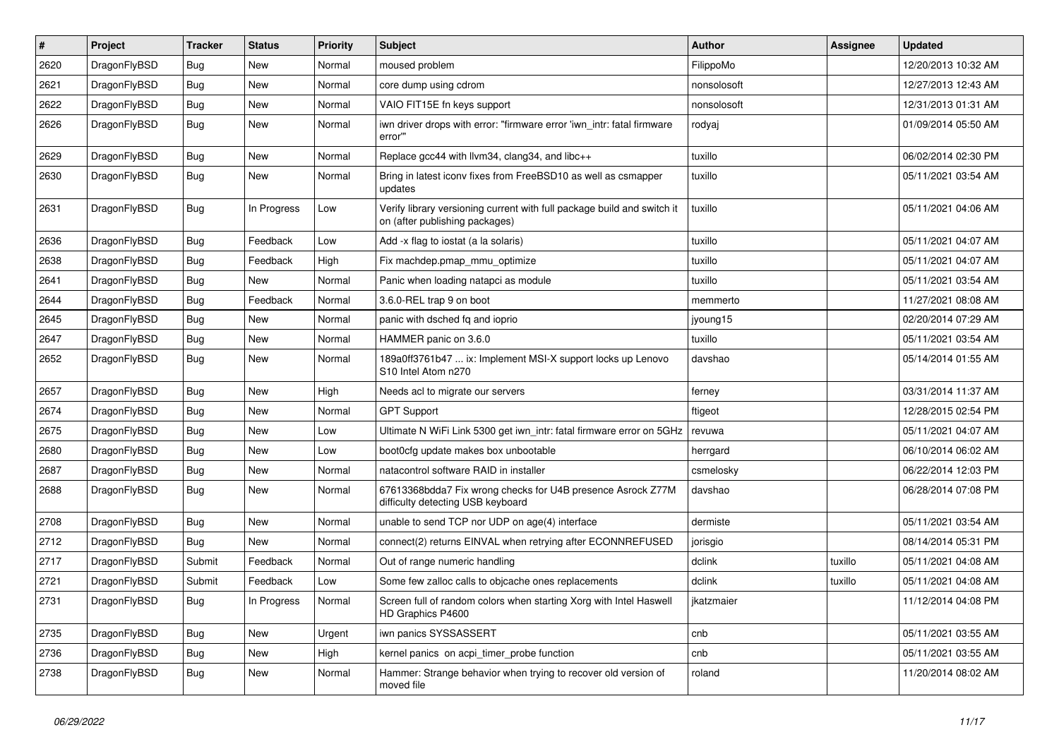| # | Project | Tracker | Status | Priority | Subject | Author | Assignee | Updated |
|---|---|---|---|---|---|---|---|---|
| 2620 | DragonFlyBSD | Bug | New | Normal | moused problem | FilippoMo | | 12/20/2013 10:32 AM |
| 2621 | DragonFlyBSD | Bug | New | Normal | core dump using cdrom | nonsolosoft | | 12/27/2013 12:43 AM |
| 2622 | DragonFlyBSD | Bug | New | Normal | VAIO FIT15E fn keys support | nonsolosoft | | 12/31/2013 01:31 AM |
| 2626 | DragonFlyBSD | Bug | New | Normal | iwn driver drops with error: "firmware error 'iwn_intr: fatal firmware error'" | rodyaj | | 01/09/2014 05:50 AM |
| 2629 | DragonFlyBSD | Bug | New | Normal | Replace gcc44 with llvm34, clang34, and libc++ | tuxillo | | 06/02/2014 02:30 PM |
| 2630 | DragonFlyBSD | Bug | New | Normal | Bring in latest iconv fixes from FreeBSD10 as well as csmapper updates | tuxillo | | 05/11/2021 03:54 AM |
| 2631 | DragonFlyBSD | Bug | In Progress | Low | Verify library versioning current with full package build and switch it on (after publishing packages) | tuxillo | | 05/11/2021 04:06 AM |
| 2636 | DragonFlyBSD | Bug | Feedback | Low | Add -x flag to iostat (a la solaris) | tuxillo | | 05/11/2021 04:07 AM |
| 2638 | DragonFlyBSD | Bug | Feedback | High | Fix machdep.pmap_mmu_optimize | tuxillo | | 05/11/2021 04:07 AM |
| 2641 | DragonFlyBSD | Bug | New | Normal | Panic when loading natapci as module | tuxillo | | 05/11/2021 03:54 AM |
| 2644 | DragonFlyBSD | Bug | Feedback | Normal | 3.6.0-REL trap 9 on boot | memmerto | | 11/27/2021 08:08 AM |
| 2645 | DragonFlyBSD | Bug | New | Normal | panic with dsched fq and ioprio | jyoung15 | | 02/20/2014 07:29 AM |
| 2647 | DragonFlyBSD | Bug | New | Normal | HAMMER panic on 3.6.0 | tuxillo | | 05/11/2021 03:54 AM |
| 2652 | DragonFlyBSD | Bug | New | Normal | 189a0ff3761b47 ... ix: Implement MSI-X support locks up Lenovo S10 Intel Atom n270 | davshao | | 05/14/2014 01:55 AM |
| 2657 | DragonFlyBSD | Bug | New | High | Needs acl to migrate our servers | ferney | | 03/31/2014 11:37 AM |
| 2674 | DragonFlyBSD | Bug | New | Normal | GPT Support | ftigeot | | 12/28/2015 02:54 PM |
| 2675 | DragonFlyBSD | Bug | New | Low | Ultimate N WiFi Link 5300 get iwn_intr: fatal firmware error on 5GHz | revuwa | | 05/11/2021 04:07 AM |
| 2680 | DragonFlyBSD | Bug | New | Low | boot0cfg update makes box unbootable | herrgard | | 06/10/2014 06:02 AM |
| 2687 | DragonFlyBSD | Bug | New | Normal | natacontrol software RAID in installer | csmelosky | | 06/22/2014 12:03 PM |
| 2688 | DragonFlyBSD | Bug | New | Normal | 67613368bdda7 Fix wrong checks for U4B presence Asrock Z77M difficulty detecting USB keyboard | davshao | | 06/28/2014 07:08 PM |
| 2708 | DragonFlyBSD | Bug | New | Normal | unable to send TCP nor UDP on age(4) interface | dermiste | | 05/11/2021 03:54 AM |
| 2712 | DragonFlyBSD | Bug | New | Normal | connect(2) returns EINVAL when retrying after ECONNREFUSED | jorisgio | | 08/14/2014 05:31 PM |
| 2717 | DragonFlyBSD | Submit | Feedback | Normal | Out of range numeric handling | dclink | tuxillo | 05/11/2021 04:08 AM |
| 2721 | DragonFlyBSD | Submit | Feedback | Low | Some few zalloc calls to objcache ones replacements | dclink | tuxillo | 05/11/2021 04:08 AM |
| 2731 | DragonFlyBSD | Bug | In Progress | Normal | Screen full of random colors when starting Xorg with Intel Haswell HD Graphics P4600 | jkatzmaier | | 11/12/2014 04:08 PM |
| 2735 | DragonFlyBSD | Bug | New | Urgent | iwn panics SYSSASSERT | cnb | | 05/11/2021 03:55 AM |
| 2736 | DragonFlyBSD | Bug | New | High | kernel panics on acpi_timer_probe function | cnb | | 05/11/2021 03:55 AM |
| 2738 | DragonFlyBSD | Bug | New | Normal | Hammer: Strange behavior when trying to recover old version of moved file | roland | | 11/20/2014 08:02 AM |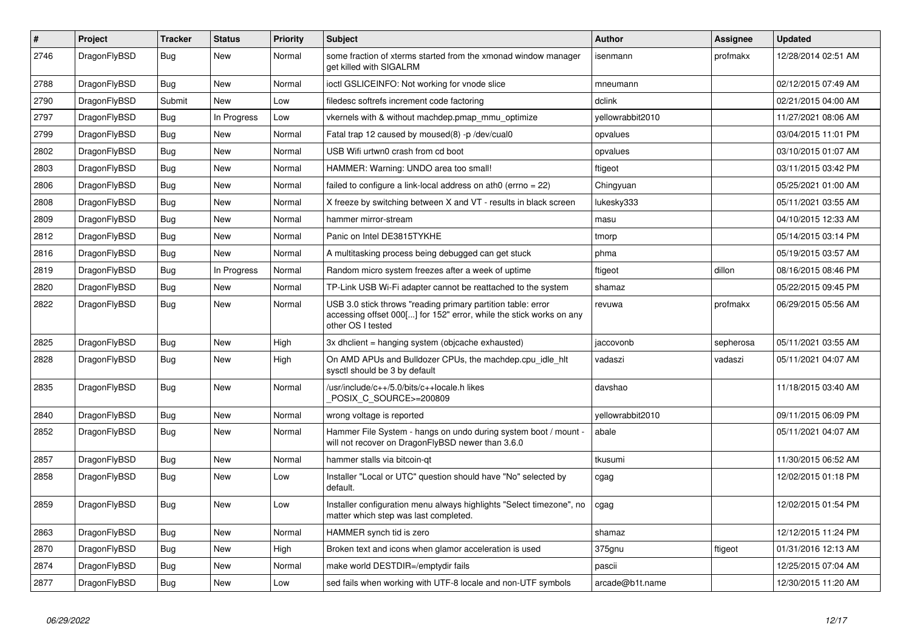| # | Project | Tracker | Status | Priority | Subject | Author | Assignee | Updated |
|---|---|---|---|---|---|---|---|---|
| 2746 | DragonFlyBSD | Bug | New | Normal | some fraction of xterms started from the xmonad window manager get killed with SIGALRM | isenmann | profmakx | 12/28/2014 02:51 AM |
| 2788 | DragonFlyBSD | Bug | New | Normal | ioctl GSLICEINFO: Not working for vnode slice | mneumann | | 02/12/2015 07:49 AM |
| 2790 | DragonFlyBSD | Submit | New | Low | filedesc softrefs increment code factoring | dclink | | 02/21/2015 04:00 AM |
| 2797 | DragonFlyBSD | Bug | In Progress | Low | vkernels with & without machdep.pmap_mmu_optimize | yellowrabbit2010 | | 11/27/2021 08:06 AM |
| 2799 | DragonFlyBSD | Bug | New | Normal | Fatal trap 12 caused by moused(8) -p /dev/cual0 | opvalues | | 03/04/2015 11:01 PM |
| 2802 | DragonFlyBSD | Bug | New | Normal | USB Wifi urtwn0 crash from cd boot | opvalues | | 03/10/2015 01:07 AM |
| 2803 | DragonFlyBSD | Bug | New | Normal | HAMMER: Warning: UNDO area too small! | ftigeot | | 03/11/2015 03:42 PM |
| 2806 | DragonFlyBSD | Bug | New | Normal | failed to configure a link-local address on ath0 (errno = 22) | Chingyuan | | 05/25/2021 01:00 AM |
| 2808 | DragonFlyBSD | Bug | New | Normal | X freeze by switching between X and VT - results in black screen | lukesky333 | | 05/11/2021 03:55 AM |
| 2809 | DragonFlyBSD | Bug | New | Normal | hammer mirror-stream | masu | | 04/10/2015 12:33 AM |
| 2812 | DragonFlyBSD | Bug | New | Normal | Panic on Intel DE3815TYKHE | tmorp | | 05/14/2015 03:14 PM |
| 2816 | DragonFlyBSD | Bug | New | Normal | A multitasking process being debugged can get stuck | phma | | 05/19/2015 03:57 AM |
| 2819 | DragonFlyBSD | Bug | In Progress | Normal | Random micro system freezes after a week of uptime | ftigeot | dillon | 08/16/2015 08:46 PM |
| 2820 | DragonFlyBSD | Bug | New | Normal | TP-Link USB Wi-Fi adapter cannot be reattached to the system | shamaz | | 05/22/2015 09:45 PM |
| 2822 | DragonFlyBSD | Bug | New | Normal | USB 3.0 stick throws "reading primary partition table: error accessing offset 000[...] for 152" error, while the stick works on any other OS I tested | revuwa | profmakx | 06/29/2015 05:56 AM |
| 2825 | DragonFlyBSD | Bug | New | High | 3x dhclient = hanging system (objcache exhausted) | jaccovonb | sepherosa | 05/11/2021 03:55 AM |
| 2828 | DragonFlyBSD | Bug | New | High | On AMD APUs and Bulldozer CPUs, the machdep.cpu_idle_hlt sysctl should be 3 by default | vadaszi | vadaszi | 05/11/2021 04:07 AM |
| 2835 | DragonFlyBSD | Bug | New | Normal | /usr/include/c++/5.0/bits/c++locale.h likes _POSIX_C_SOURCE>=200809 | davshao | | 11/18/2015 03:40 AM |
| 2840 | DragonFlyBSD | Bug | New | Normal | wrong voltage is reported | yellowrabbit2010 | | 09/11/2015 06:09 PM |
| 2852 | DragonFlyBSD | Bug | New | Normal | Hammer File System - hangs on undo during system boot / mount - will not recover on DragonFlyBSD newer than 3.6.0 | abale | | 05/11/2021 04:07 AM |
| 2857 | DragonFlyBSD | Bug | New | Normal | hammer stalls via bitcoin-qt | tkusumi | | 11/30/2015 06:52 AM |
| 2858 | DragonFlyBSD | Bug | New | Low | Installer "Local or UTC" question should have "No" selected by default. | cgag | | 12/02/2015 01:18 PM |
| 2859 | DragonFlyBSD | Bug | New | Low | Installer configuration menu always highlights "Select timezone", no matter which step was last completed. | cgag | | 12/02/2015 01:54 PM |
| 2863 | DragonFlyBSD | Bug | New | Normal | HAMMER synch tid is zero | shamaz | | 12/12/2015 11:24 PM |
| 2870 | DragonFlyBSD | Bug | New | High | Broken text and icons when glamor acceleration is used | 375gnu | ftigeot | 01/31/2016 12:13 AM |
| 2874 | DragonFlyBSD | Bug | New | Normal | make world DESTDIR=/emptydir fails | pascii | | 12/25/2015 07:04 AM |
| 2877 | DragonFlyBSD | Bug | New | Low | sed fails when working with UTF-8 locale and non-UTF symbols | arcade@b1t.name | | 12/30/2015 11:20 AM |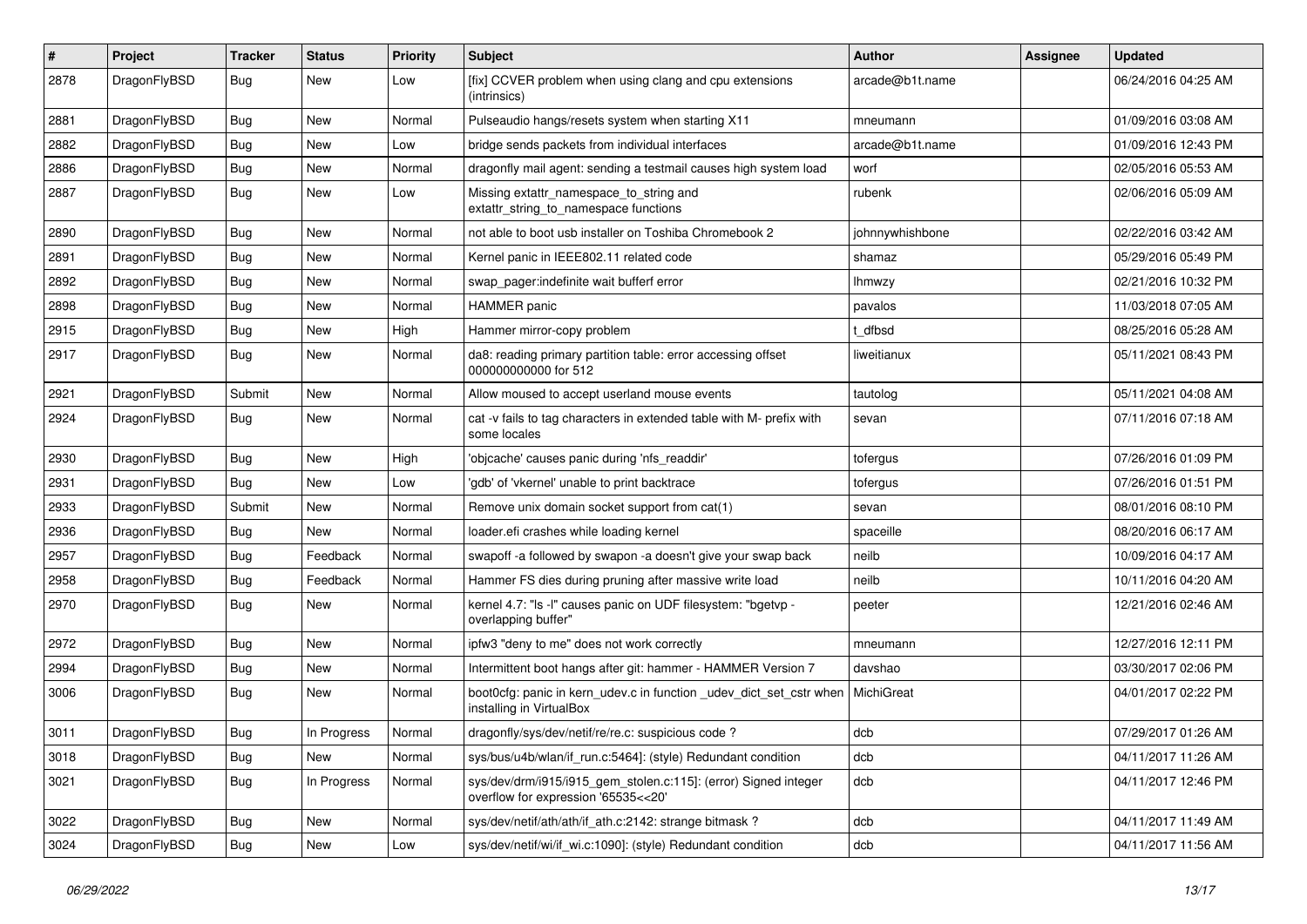| # | Project | Tracker | Status | Priority | Subject | Author | Assignee | Updated |
|---|---|---|---|---|---|---|---|---|
| 2878 | DragonFlyBSD | Bug | New | Low | [fix] CCVER problem when using clang and cpu extensions (intrinsics) | arcade@b1t.name | | 06/24/2016 04:25 AM |
| 2881 | DragonFlyBSD | Bug | New | Normal | Pulseaudio hangs/resets system when starting X11 | mneumann | | 01/09/2016 03:08 AM |
| 2882 | DragonFlyBSD | Bug | New | Low | bridge sends packets from individual interfaces | arcade@b1t.name | | 01/09/2016 12:43 PM |
| 2886 | DragonFlyBSD | Bug | New | Normal | dragonfly mail agent: sending a testmail causes high system load | worf | | 02/05/2016 05:53 AM |
| 2887 | DragonFlyBSD | Bug | New | Low | Missing extattr_namespace_to_string and extattr_string_to_namespace functions | rubenk | | 02/06/2016 05:09 AM |
| 2890 | DragonFlyBSD | Bug | New | Normal | not able to boot usb installer on Toshiba Chromebook 2 | johnnywhishbone | | 02/22/2016 03:42 AM |
| 2891 | DragonFlyBSD | Bug | New | Normal | Kernel panic in IEEE802.11 related code | shamaz | | 05/29/2016 05:49 PM |
| 2892 | DragonFlyBSD | Bug | New | Normal | swap_pager:indefinite wait bufferf error | lhmwzy | | 02/21/2016 10:32 PM |
| 2898 | DragonFlyBSD | Bug | New | Normal | HAMMER panic | pavalos | | 11/03/2018 07:05 AM |
| 2915 | DragonFlyBSD | Bug | New | High | Hammer mirror-copy problem | t_dfbsd | | 08/25/2016 05:28 AM |
| 2917 | DragonFlyBSD | Bug | New | Normal | da8: reading primary partition table: error accessing offset 000000000000 for 512 | liweitianux | | 05/11/2021 08:43 PM |
| 2921 | DragonFlyBSD | Submit | New | Normal | Allow moused to accept userland mouse events | tautolog | | 05/11/2021 04:08 AM |
| 2924 | DragonFlyBSD | Bug | New | Normal | cat -v fails to tag characters in extended table with M- prefix with some locales | sevan | | 07/11/2016 07:18 AM |
| 2930 | DragonFlyBSD | Bug | New | High | 'objcache' causes panic during 'nfs_readdir' | tofergus | | 07/26/2016 01:09 PM |
| 2931 | DragonFlyBSD | Bug | New | Low | 'gdb' of 'vkernel' unable to print backtrace | tofergus | | 07/26/2016 01:51 PM |
| 2933 | DragonFlyBSD | Submit | New | Normal | Remove unix domain socket support from cat(1) | sevan | | 08/01/2016 08:10 PM |
| 2936 | DragonFlyBSD | Bug | New | Normal | loader.efi crashes while loading kernel | spaceille | | 08/20/2016 06:17 AM |
| 2957 | DragonFlyBSD | Bug | Feedback | Normal | swapoff -a followed by swapon -a doesn't give your swap back | neilb | | 10/09/2016 04:17 AM |
| 2958 | DragonFlyBSD | Bug | Feedback | Normal | Hammer FS dies during pruning after massive write load | neilb | | 10/11/2016 04:20 AM |
| 2970 | DragonFlyBSD | Bug | New | Normal | kernel 4.7: "ls -l" causes panic on UDF filesystem: "bgetvp - overlapping buffer" | peeter | | 12/21/2016 02:46 AM |
| 2972 | DragonFlyBSD | Bug | New | Normal | ipfw3 "deny to me" does not work correctly | mneumann | | 12/27/2016 12:11 PM |
| 2994 | DragonFlyBSD | Bug | New | Normal | Intermittent boot hangs after git: hammer - HAMMER Version 7 | davshao | | 03/30/2017 02:06 PM |
| 3006 | DragonFlyBSD | Bug | New | Normal | boot0cfg: panic in kern_udev.c in function _udev_dict_set_cstr when installing in VirtualBox | MichiGreat | | 04/01/2017 02:22 PM |
| 3011 | DragonFlyBSD | Bug | In Progress | Normal | dragonfly/sys/dev/netif/re/re.c: suspicious code ? | dcb | | 07/29/2017 01:26 AM |
| 3018 | DragonFlyBSD | Bug | New | Normal | sys/bus/u4b/wlan/if_run.c:5464]: (style) Redundant condition | dcb | | 04/11/2017 11:26 AM |
| 3021 | DragonFlyBSD | Bug | In Progress | Normal | sys/dev/drm/i915/i915_gem_stolen.c:115]: (error) Signed integer overflow for expression '65535<<20' | dcb | | 04/11/2017 12:46 PM |
| 3022 | DragonFlyBSD | Bug | New | Normal | sys/dev/netif/ath/ath/if_ath.c:2142: strange bitmask ? | dcb | | 04/11/2017 11:49 AM |
| 3024 | DragonFlyBSD | Bug | New | Low | sys/dev/netif/wi/if_wi.c:1090]: (style) Redundant condition | dcb | | 04/11/2017 11:56 AM |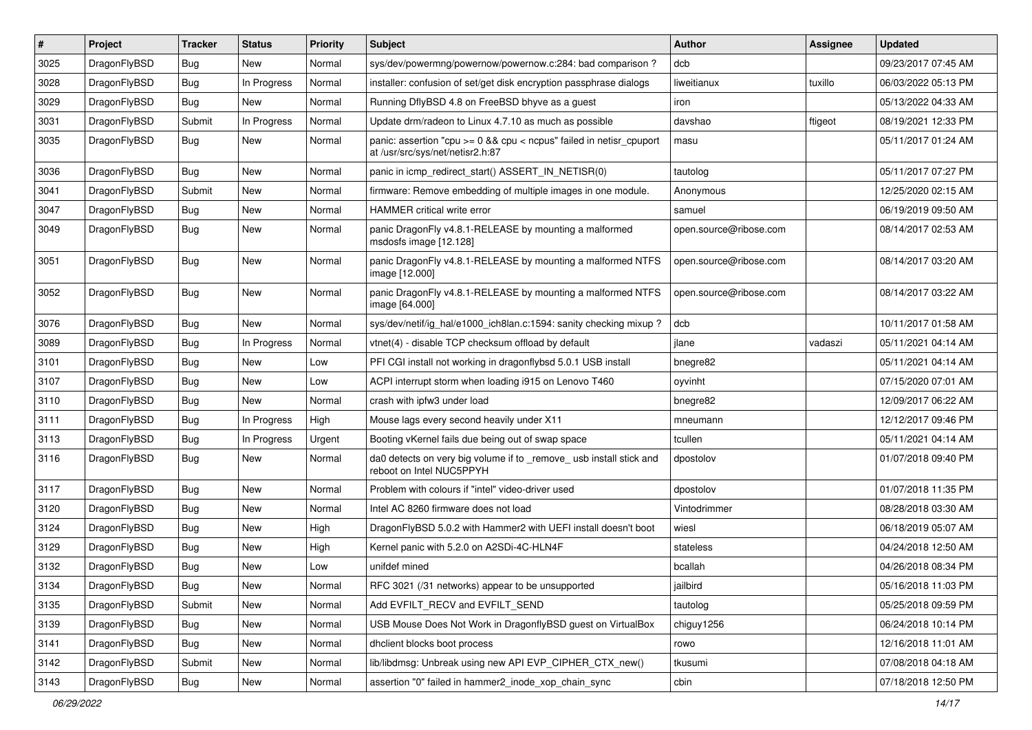| # | Project | Tracker | Status | Priority | Subject | Author | Assignee | Updated |
|---|---|---|---|---|---|---|---|---|
| 3025 | DragonFlyBSD | Bug | New | Normal | sys/dev/powermng/powernow/powernow.c:284: bad comparison ? | dcb | | 09/23/2017 07:45 AM |
| 3028 | DragonFlyBSD | Bug | In Progress | Normal | installer: confusion of set/get disk encryption passphrase dialogs | liweitianux | tuxillo | 06/03/2022 05:13 PM |
| 3029 | DragonFlyBSD | Bug | New | Normal | Running DflyBSD 4.8 on FreeBSD bhyve as a guest | iron | | 05/13/2022 04:33 AM |
| 3031 | DragonFlyBSD | Submit | In Progress | Normal | Update drm/radeon to Linux 4.7.10 as much as possible | davshao | ftigeot | 08/19/2021 12:33 PM |
| 3035 | DragonFlyBSD | Bug | New | Normal | panic: assertion "cpu >= 0 && cpu < ncpus" failed in netisr_cpuport at /usr/src/sys/net/netisr2.h:87 | masu | | 05/11/2017 01:24 AM |
| 3036 | DragonFlyBSD | Bug | New | Normal | panic in icmp_redirect_start() ASSERT_IN_NETISR(0) | tautolog | | 05/11/2017 07:27 PM |
| 3041 | DragonFlyBSD | Submit | New | Normal | firmware: Remove embedding of multiple images in one module. | Anonymous | | 12/25/2020 02:15 AM |
| 3047 | DragonFlyBSD | Bug | New | Normal | HAMMER critical write error | samuel | | 06/19/2019 09:50 AM |
| 3049 | DragonFlyBSD | Bug | New | Normal | panic DragonFly v4.8.1-RELEASE by mounting a malformed msdosfs image [12.128] | open.source@ribose.com | | 08/14/2017 02:53 AM |
| 3051 | DragonFlyBSD | Bug | New | Normal | panic DragonFly v4.8.1-RELEASE by mounting a malformed NTFS image [12.000] | open.source@ribose.com | | 08/14/2017 03:20 AM |
| 3052 | DragonFlyBSD | Bug | New | Normal | panic DragonFly v4.8.1-RELEASE by mounting a malformed NTFS image [64.000] | open.source@ribose.com | | 08/14/2017 03:22 AM |
| 3076 | DragonFlyBSD | Bug | New | Normal | sys/dev/netif/ig_hal/e1000_ich8lan.c:1594: sanity checking mixup ? | dcb | | 10/11/2017 01:58 AM |
| 3089 | DragonFlyBSD | Bug | In Progress | Normal | vtnet(4) - disable TCP checksum offload by default | jlane | vadaszi | 05/11/2021 04:14 AM |
| 3101 | DragonFlyBSD | Bug | New | Low | PFI CGI install not working in dragonflybsd 5.0.1 USB install | bnegre82 | | 05/11/2021 04:14 AM |
| 3107 | DragonFlyBSD | Bug | New | Low | ACPI interrupt storm when loading i915 on Lenovo T460 | oyvinht | | 07/15/2020 07:01 AM |
| 3110 | DragonFlyBSD | Bug | New | Normal | crash with ipfw3 under load | bnegre82 | | 12/09/2017 06:22 AM |
| 3111 | DragonFlyBSD | Bug | In Progress | High | Mouse lags every second heavily under X11 | mneumann | | 12/12/2017 09:46 PM |
| 3113 | DragonFlyBSD | Bug | In Progress | Urgent | Booting vKernel fails due being out of swap space | tcullen | | 05/11/2021 04:14 AM |
| 3116 | DragonFlyBSD | Bug | New | Normal | da0 detects on very big volume if to _remove_ usb install stick and reboot on Intel NUC5PPYH | dpostolov | | 01/07/2018 09:40 PM |
| 3117 | DragonFlyBSD | Bug | New | Normal | Problem with colours if "intel" video-driver used | dpostolov | | 01/07/2018 11:35 PM |
| 3120 | DragonFlyBSD | Bug | New | Normal | Intel AC 8260 firmware does not load | Vintodrimmer | | 08/28/2018 03:30 AM |
| 3124 | DragonFlyBSD | Bug | New | High | DragonFlyBSD 5.0.2 with Hammer2 with UEFI install doesn't boot | wiesl | | 06/18/2019 05:07 AM |
| 3129 | DragonFlyBSD | Bug | New | High | Kernel panic with 5.2.0 on A2SDi-4C-HLN4F | stateless | | 04/24/2018 12:50 AM |
| 3132 | DragonFlyBSD | Bug | New | Low | unifdef mined | bcallah | | 04/26/2018 08:34 PM |
| 3134 | DragonFlyBSD | Bug | New | Normal | RFC 3021 (/31 networks) appear to be unsupported | jailbird | | 05/16/2018 11:03 PM |
| 3135 | DragonFlyBSD | Submit | New | Normal | Add EVFILT_RECV and EVFILT_SEND | tautolog | | 05/25/2018 09:59 PM |
| 3139 | DragonFlyBSD | Bug | New | Normal | USB Mouse Does Not Work in DragonflyBSD guest on VirtualBox | chiguy1256 | | 06/24/2018 10:14 PM |
| 3141 | DragonFlyBSD | Bug | New | Normal | dhclient blocks boot process | rowo | | 12/16/2018 11:01 AM |
| 3142 | DragonFlyBSD | Submit | New | Normal | lib/libdmsg: Unbreak using new API EVP_CIPHER_CTX_new() | tkusumi | | 07/08/2018 04:18 AM |
| 3143 | DragonFlyBSD | Bug | New | Normal | assertion "0" failed in hammer2_inode_xop_chain_sync | cbin | | 07/18/2018 12:50 PM |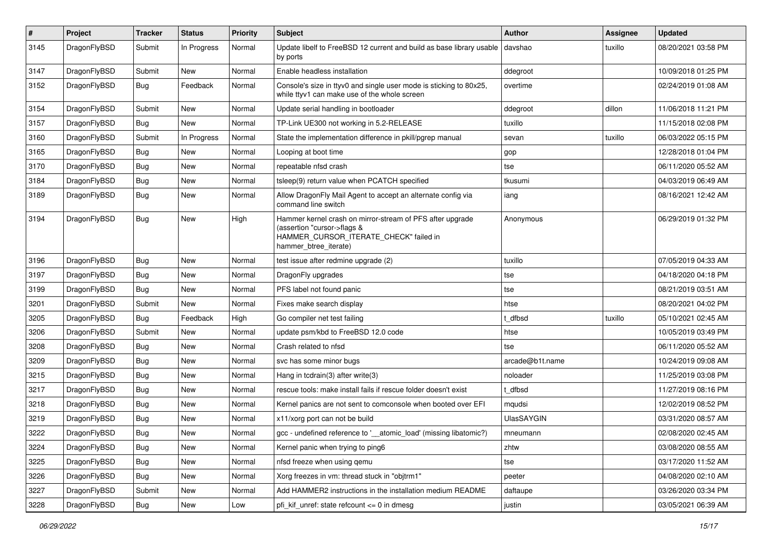| # | Project | Tracker | Status | Priority | Subject | Author | Assignee | Updated |
|---|---|---|---|---|---|---|---|---|
| 3145 | DragonFlyBSD | Submit | In Progress | Normal | Update libelf to FreeBSD 12 current and build as base library usable by ports | davshao | tuxillo | 08/20/2021 03:58 PM |
| 3147 | DragonFlyBSD | Submit | New | Normal | Enable headless installation | ddegroot | | 10/09/2018 01:25 PM |
| 3152 | DragonFlyBSD | Bug | Feedback | Normal | Console's size in ttyv0 and single user mode is sticking to 80x25, while ttyv1 can make use of the whole screen | overtime | | 02/24/2019 01:08 AM |
| 3154 | DragonFlyBSD | Submit | New | Normal | Update serial handling in bootloader | ddegroot | dillon | 11/06/2018 11:21 PM |
| 3157 | DragonFlyBSD | Bug | New | Normal | TP-Link UE300 not working in 5.2-RELEASE | tuxillo | | 11/15/2018 02:08 PM |
| 3160 | DragonFlyBSD | Submit | In Progress | Normal | State the implementation difference in pkill/pgrep manual | sevan | tuxillo | 06/03/2022 05:15 PM |
| 3165 | DragonFlyBSD | Bug | New | Normal | Looping at boot time | gop | | 12/28/2018 01:04 PM |
| 3170 | DragonFlyBSD | Bug | New | Normal | repeatable nfsd crash | tse | | 06/11/2020 05:52 AM |
| 3184 | DragonFlyBSD | Bug | New | Normal | tsleep(9) return value when PCATCH specified | tkusumi | | 04/03/2019 06:49 AM |
| 3189 | DragonFlyBSD | Bug | New | Normal | Allow DragonFly Mail Agent to accept an alternate config via command line switch | iang | | 08/16/2021 12:42 AM |
| 3194 | DragonFlyBSD | Bug | New | High | Hammer kernel crash on mirror-stream of PFS after upgrade (assertion "cursor->flags & HAMMER_CURSOR_ITERATE_CHECK" failed in hammer_btree_iterate) | Anonymous | | 06/29/2019 01:32 PM |
| 3196 | DragonFlyBSD | Bug | New | Normal | test issue after redmine upgrade (2) | tuxillo | | 07/05/2019 04:33 AM |
| 3197 | DragonFlyBSD | Bug | New | Normal | DragonFly upgrades | tse | | 04/18/2020 04:18 PM |
| 3199 | DragonFlyBSD | Bug | New | Normal | PFS label not found panic | tse | | 08/21/2019 03:51 AM |
| 3201 | DragonFlyBSD | Submit | New | Normal | Fixes make search display | htse | | 08/20/2021 04:02 PM |
| 3205 | DragonFlyBSD | Bug | Feedback | High | Go compiler net test failing | t_dfbsd | tuxillo | 05/10/2021 02:45 AM |
| 3206 | DragonFlyBSD | Submit | New | Normal | update psm/kbd to FreeBSD 12.0 code | htse | | 10/05/2019 03:49 PM |
| 3208 | DragonFlyBSD | Bug | New | Normal | Crash related to nfsd | tse | | 06/11/2020 05:52 AM |
| 3209 | DragonFlyBSD | Bug | New | Normal | svc has some minor bugs | arcade@b1t.name | | 10/24/2019 09:08 AM |
| 3215 | DragonFlyBSD | Bug | New | Normal | Hang in tcdrain(3) after write(3) | noloader | | 11/25/2019 03:08 PM |
| 3217 | DragonFlyBSD | Bug | New | Normal | rescue tools: make install fails if rescue folder doesn't exist | t_dfbsd | | 11/27/2019 08:16 PM |
| 3218 | DragonFlyBSD | Bug | New | Normal | Kernel panics are not sent to comconsole when booted over EFI | mqudsi | | 12/02/2019 08:52 PM |
| 3219 | DragonFlyBSD | Bug | New | Normal | x11/xorg port can not be build | UlasSAYGIN | | 03/31/2020 08:57 AM |
| 3222 | DragonFlyBSD | Bug | New | Normal | gcc - undefined reference to '__atomic_load' (missing libatomic?) | mneumann | | 02/08/2020 02:45 AM |
| 3224 | DragonFlyBSD | Bug | New | Normal | Kernel panic when trying to ping6 | zhtw | | 03/08/2020 08:55 AM |
| 3225 | DragonFlyBSD | Bug | New | Normal | nfsd freeze when using qemu | tse | | 03/17/2020 11:52 AM |
| 3226 | DragonFlyBSD | Bug | New | Normal | Xorg freezes in vm: thread stuck in "objtrm1" | peeter | | 04/08/2020 02:10 AM |
| 3227 | DragonFlyBSD | Submit | New | Normal | Add HAMMER2 instructions in the installation medium README | daftaupe | | 03/26/2020 03:34 PM |
| 3228 | DragonFlyBSD | Bug | New | Low | pfi_kif_unref: state refcount <= 0 in dmesg | justin | | 03/05/2021 06:39 AM |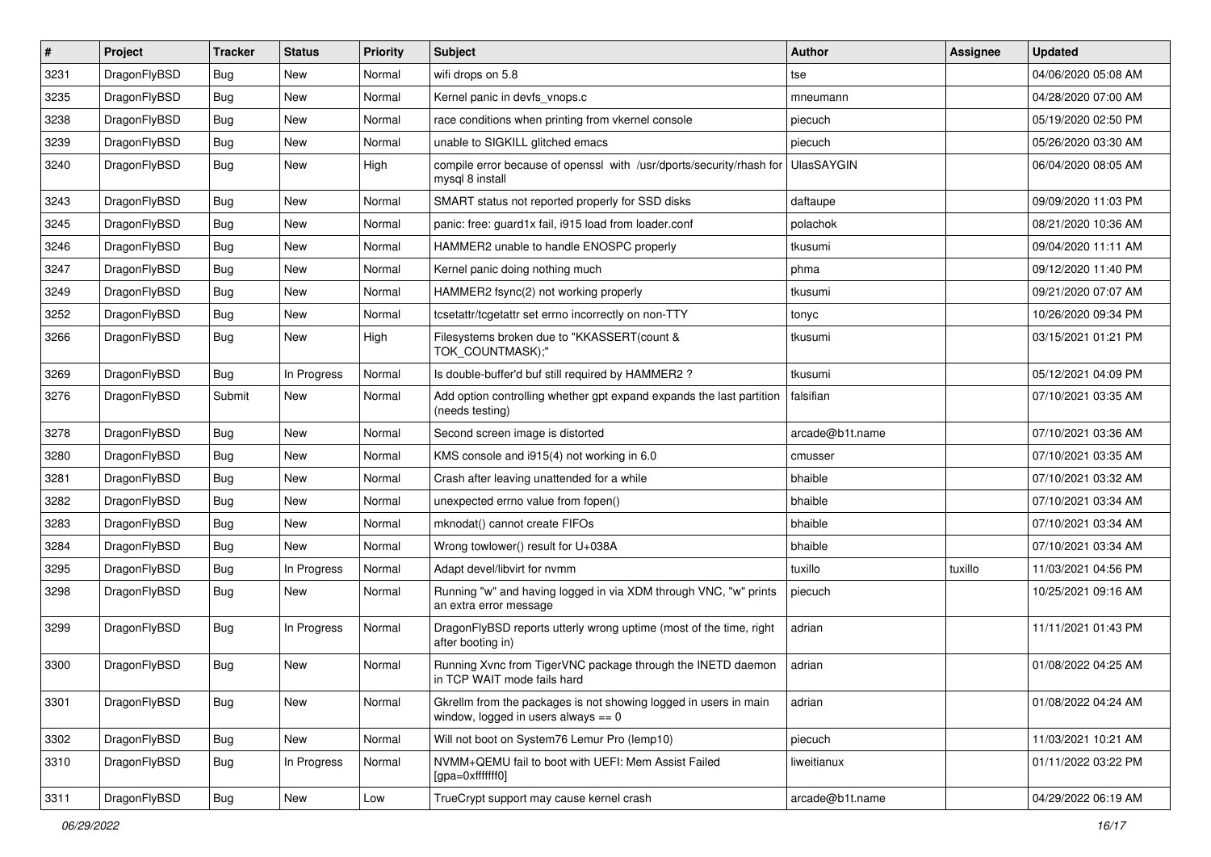| # | Project | Tracker | Status | Priority | Subject | Author | Assignee | Updated |
|---|---|---|---|---|---|---|---|---|
| 3231 | DragonFlyBSD | Bug | New | Normal | wifi drops on 5.8 | tse | | 04/06/2020 05:08 AM |
| 3235 | DragonFlyBSD | Bug | New | Normal | Kernel panic in devfs_vnops.c | mneumann | | 04/28/2020 07:00 AM |
| 3238 | DragonFlyBSD | Bug | New | Normal | race conditions when printing from vkernel console | piecuch | | 05/19/2020 02:50 PM |
| 3239 | DragonFlyBSD | Bug | New | Normal | unable to SIGKILL glitched emacs | piecuch | | 05/26/2020 03:30 AM |
| 3240 | DragonFlyBSD | Bug | New | High | compile error because of openssl with /usr/dports/security/rhash for mysql 8 install | UlasSAYGIN | | 06/04/2020 08:05 AM |
| 3243 | DragonFlyBSD | Bug | New | Normal | SMART status not reported properly for SSD disks | daftaupe | | 09/09/2020 11:03 PM |
| 3245 | DragonFlyBSD | Bug | New | Normal | panic: free: guard1x fail, i915 load from loader.conf | polachok | | 08/21/2020 10:36 AM |
| 3246 | DragonFlyBSD | Bug | New | Normal | HAMMER2 unable to handle ENOSPC properly | tkusumi | | 09/04/2020 11:11 AM |
| 3247 | DragonFlyBSD | Bug | New | Normal | Kernel panic doing nothing much | phma | | 09/12/2020 11:40 PM |
| 3249 | DragonFlyBSD | Bug | New | Normal | HAMMER2 fsync(2) not working properly | tkusumi | | 09/21/2020 07:07 AM |
| 3252 | DragonFlyBSD | Bug | New | Normal | tcsetattr/tcgetattr set errno incorrectly on non-TTY | tonyc | | 10/26/2020 09:34 PM |
| 3266 | DragonFlyBSD | Bug | New | High | Filesystems broken due to "KKASSERT(count & TOK_COUNTMASK);" | tkusumi | | 03/15/2021 01:21 PM |
| 3269 | DragonFlyBSD | Bug | In Progress | Normal | Is double-buffer'd buf still required by HAMMER2 ? | tkusumi | | 05/12/2021 04:09 PM |
| 3276 | DragonFlyBSD | Submit | New | Normal | Add option controlling whether gpt expand expands the last partition (needs testing) | falsifian | | 07/10/2021 03:35 AM |
| 3278 | DragonFlyBSD | Bug | New | Normal | Second screen image is distorted | arcade@b1t.name | | 07/10/2021 03:36 AM |
| 3280 | DragonFlyBSD | Bug | New | Normal | KMS console and i915(4) not working in 6.0 | cmusser | | 07/10/2021 03:35 AM |
| 3281 | DragonFlyBSD | Bug | New | Normal | Crash after leaving unattended for a while | bhaible | | 07/10/2021 03:32 AM |
| 3282 | DragonFlyBSD | Bug | New | Normal | unexpected errno value from fopen() | bhaible | | 07/10/2021 03:34 AM |
| 3283 | DragonFlyBSD | Bug | New | Normal | mknodat() cannot create FIFOs | bhaible | | 07/10/2021 03:34 AM |
| 3284 | DragonFlyBSD | Bug | New | Normal | Wrong towlower() result for U+038A | bhaible | | 07/10/2021 03:34 AM |
| 3295 | DragonFlyBSD | Bug | In Progress | Normal | Adapt devel/libvirt for nvmm | tuxillo | tuxillo | 11/03/2021 04:56 PM |
| 3298 | DragonFlyBSD | Bug | New | Normal | Running "w" and having logged in via XDM through VNC, "w" prints an extra error message | piecuch | | 10/25/2021 09:16 AM |
| 3299 | DragonFlyBSD | Bug | In Progress | Normal | DragonFlyBSD reports utterly wrong uptime (most of the time, right after booting in) | adrian | | 11/11/2021 01:43 PM |
| 3300 | DragonFlyBSD | Bug | New | Normal | Running Xvnc from TigerVNC package through the INETD daemon in TCP WAIT mode fails hard | adrian | | 01/08/2022 04:25 AM |
| 3301 | DragonFlyBSD | Bug | New | Normal | Gkrellm from the packages is not showing logged in users in main window, logged in users always == 0 | adrian | | 01/08/2022 04:24 AM |
| 3302 | DragonFlyBSD | Bug | New | Normal | Will not boot on System76 Lemur Pro (lemp10) | piecuch | | 11/03/2021 10:21 AM |
| 3310 | DragonFlyBSD | Bug | In Progress | Normal | NVMM+QEMU fail to boot with UEFI: Mem Assist Failed [gpa=0xfffffff0] | liweitianux | | 01/11/2022 03:22 PM |
| 3311 | DragonFlyBSD | Bug | New | Low | TrueCrypt support may cause kernel crash | arcade@b1t.name | | 04/29/2022 06:19 AM |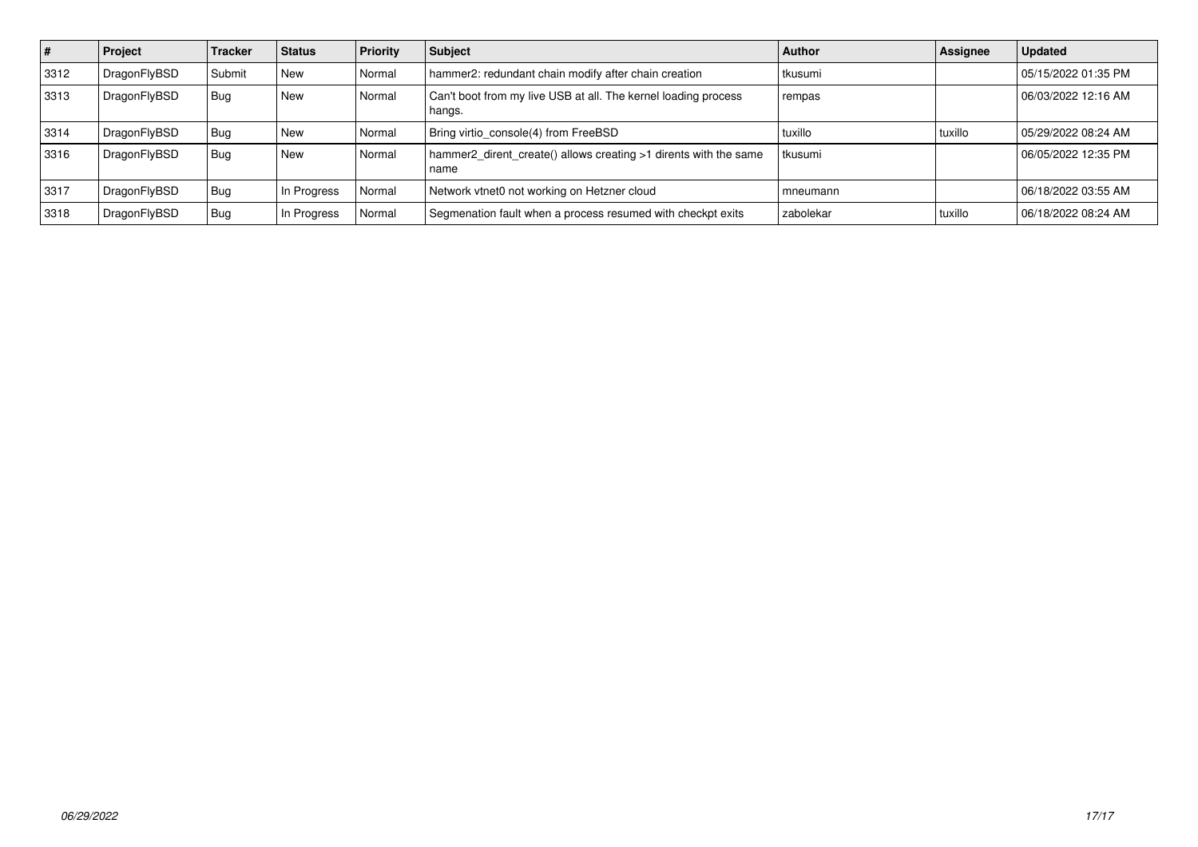| # | Project | Tracker | Status | Priority | Subject | Author | Assignee | Updated |
|---|---|---|---|---|---|---|---|---|
| 3312 | DragonFlyBSD | Submit | New | Normal | hammer2: redundant chain modify after chain creation | tkusumi | | 05/15/2022 01:35 PM |
| 3313 | DragonFlyBSD | Bug | New | Normal | Can't boot from my live USB at all. The kernel loading process hangs. | rempas | | 06/03/2022 12:16 AM |
| 3314 | DragonFlyBSD | Bug | New | Normal | Bring virtio_console(4) from FreeBSD | tuxillo | tuxillo | 05/29/2022 08:24 AM |
| 3316 | DragonFlyBSD | Bug | New | Normal | hammer2_dirent_create() allows creating >1 dirents with the same name | tkusumi | | 06/05/2022 12:35 PM |
| 3317 | DragonFlyBSD | Bug | In Progress | Normal | Network vtnet0 not working on Hetzner cloud | mneumann | | 06/18/2022 03:55 AM |
| 3318 | DragonFlyBSD | Bug | In Progress | Normal | Segmenation fault when a process resumed with checkpt exits | zabolekar | tuxillo | 06/18/2022 08:24 AM |